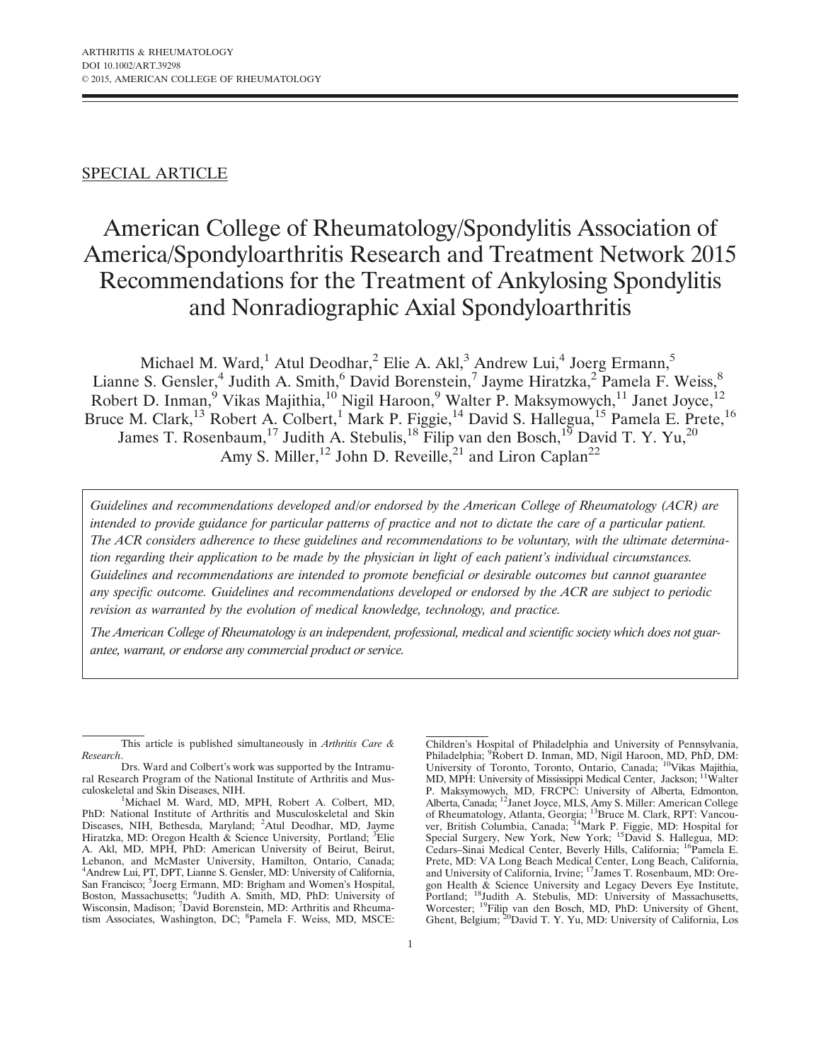SPECIAL ARTICLE

# American College of Rheumatology/Spondylitis Association of America/Spondyloarthritis Research and Treatment Network 2015 Recommendations for the Treatment of Ankylosing Spondylitis and Nonradiographic Axial Spondyloarthritis

Michael M. Ward,[1] Atul Deodhar,[2] Elie A. Akl,[3] Andrew Lui,[4] Joerg Ermann,[5] Lianne S. Gensler,[4] Judith A. Smith,[6] David Borenstein,[7] Jayme Hiratzka,[2] Pamela F. Weiss,[8] Robert D. Inman,[9] Vikas Majithia,[10] Nigil Haroon,[9] Walter P. Maksymowych,[11] Janet Joyce,[12] Bruce M. Clark,[13] Robert A. Colbert,[1] Mark P. Figgie,[14] David S. Hallegua,[15] Pamela E. Prete,[16] James T. Rosenbaum,[17] Judith A. Stebulis,[18] Filip van den Bosch,[19] David T. Y. Yu,[20] Amy S. Miller,[12] John D. Reveille,[21] and Liron Caplan[22]

*Guidelines and recommendations developed and/or endorsed by the American College of Rheumatology (ACR) are intended to provide guidance for particular patterns of practice and not to dictate the care of a particular patient. The ACR considers adherence to these guidelines and recommendations to be voluntary, with the ultimate determination regarding their application to be made by the physician in light of each patient's individual circumstances. Guidelines and recommendations are intended to promote beneficial or desirable outcomes but cannot guarantee any specific outcome. Guidelines and recommendations developed or endorsed by the ACR are subject to periodic revision as warranted by the evolution of medical knowledge, technology, and practice.*

*The American College of Rheumatology is an independent, professional, medical and scientific society which does not guarantee, warrant, or endorse any commercial product or service.*

---

This article is published simultaneously in *Arthritis Care & Research*.

Drs. Ward and Colbert's work was supported by the Intramural Research Program of the National Institute of Arthritis and Musculoskeletal and Skin Diseases, NIH.

[1]Michael M. Ward, MD, MPH, Robert A. Colbert, MD, PhD: National Institute of Arthritis and Musculoskeletal and Skin Diseases, NIH, Bethesda, Maryland; [2]Atul Deodhar, MD, Jayme Hiratzka, MD: Oregon Health & Science University, Portland; [3]Elie A. Akl, MD, MPH, PhD: American University of Beirut, Beirut, Lebanon, and McMaster University, Hamilton, Ontario, Canada; [4]Andrew Lui, PT, DPT, Lianne S. Gensler, MD: University of California, San Francisco; [5]Joerg Ermann, MD: Brigham and Women's Hospital, Boston, Massachusetts; [6]Judith A. Smith, MD, PhD: University of Wisconsin, Madison; [7]David Borenstein, MD: Arthritis and Rheumatism Associates, Washington, DC; [8]Pamela F. Weiss, MD, MSCE: Children's Hospital of Philadelphia and University of Pennsylvania, Philadelphia; [9]Robert D. Inman, MD, Nigil Haroon, MD, PhD, DM: University of Toronto, Toronto, Ontario, Canada; [10]Vikas Majithia, MD, MPH: University of Mississippi Medical Center, Jackson; [11]Walter P. Maksymowych, MD, FRCPC: University of Alberta, Edmonton, Alberta, Canada; [12]Janet Joyce, MLS, Amy S. Miller: American College of Rheumatology, Atlanta, Georgia; [13]Bruce M. Clark, RPT: Vancouver, British Columbia, Canada; [14]Mark P. Figgie, MD: Hospital for Special Surgery, New York, New York; [15]David S. Hallegua, MD: Cedars–Sinai Medical Center, Beverly Hills, California; [16]Pamela E. Prete, MD: VA Long Beach Medical Center, Long Beach, California, and University of California, Irvine; [17]James T. Rosenbaum, MD: Oregon Health & Science University and Legacy Devers Eye Institute, Portland; [18]Judith A. Stebulis, MD: University of Massachusetts, Worcester; [19]Filip van den Bosch, MD, PhD: University of Ghent, Ghent, Belgium; [20]David T. Y. Yu, MD: University of California, Los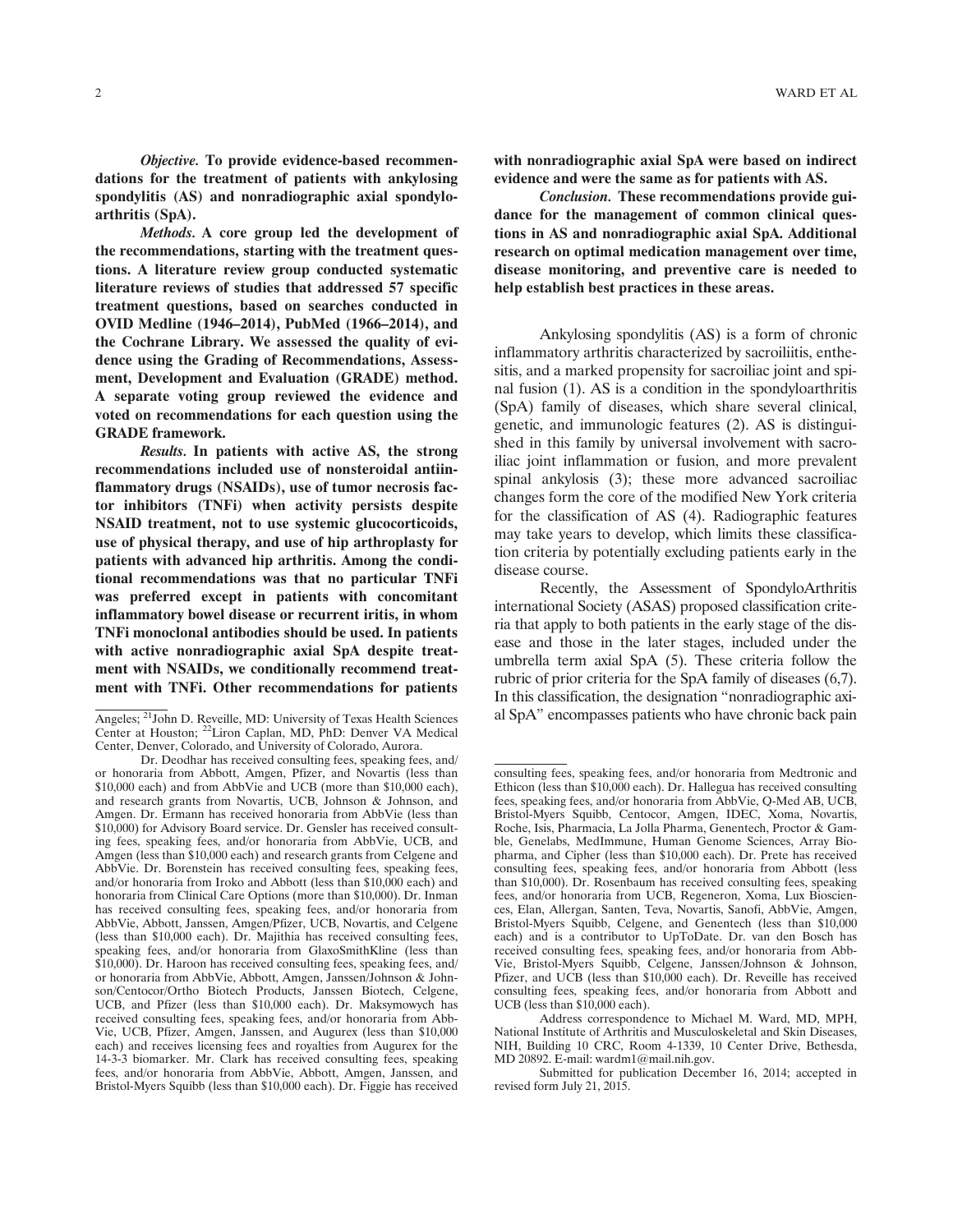***Objective.*** **To provide evidence-based recommendations for the treatment of patients with ankylosing spondylitis (AS) and nonradiographic axial spondyloarthritis (SpA).**

***Methods.*** **A core group led the development of the recommendations, starting with the treatment questions. A literature review group conducted systematic literature reviews of studies that addressed 57 specific treatment questions, based on searches conducted in OVID Medline (1946–2014), PubMed (1966–2014), and the Cochrane Library. We assessed the quality of evidence using the Grading of Recommendations, Assessment, Development and Evaluation (GRADE) method. A separate voting group reviewed the evidence and voted on recommendations for each question using the GRADE framework.**

***Results.*** **In patients with active AS, the strong recommendations included use of nonsteroidal antiinflammatory drugs (NSAIDs), use of tumor necrosis factor inhibitors (TNFi) when activity persists despite NSAID treatment, not to use systemic glucocorticoids, use of physical therapy, and use of hip arthroplasty for patients with advanced hip arthritis. Among the conditional recommendations was that no particular TNFi was preferred except in patients with concomitant inflammatory bowel disease or recurrent iritis, in whom TNFi monoclonal antibodies should be used. In patients with active nonradiographic axial SpA despite treatment with NSAIDs, we conditionally recommend treatment with TNFi. Other recommendations for patients with nonradiographic axial SpA were based on indirect evidence and were the same as for patients with AS.**

***Conclusion.*** **These recommendations provide guidance for the management of common clinical questions in AS and nonradiographic axial SpA. Additional research on optimal medication management over time, disease monitoring, and preventive care is needed to help establish best practices in these areas.**

Ankylosing spondylitis (AS) is a form of chronic inflammatory arthritis characterized by sacroiliitis, enthesitis, and a marked propensity for sacroiliac joint and spinal fusion (1). AS is a condition in the spondyloarthritis (SpA) family of diseases, which share several clinical, genetic, and immunologic features (2). AS is distinguished in this family by universal involvement with sacroiliac joint inflammation or fusion, and more prevalent spinal ankylosis (3); these more advanced sacroiliac changes form the core of the modified New York criteria for the classification of AS (4). Radiographic features may take years to develop, which limits these classification criteria by potentially excluding patients early in the disease course.

Recently, the Assessment of SpondyloArthritis international Society (ASAS) proposed classification criteria that apply to both patients in the early stage of the disease and those in the later stages, included under the umbrella term axial SpA (5). These criteria follow the rubric of prior criteria for the SpA family of diseases (6,7). In this classification, the designation "nonradiographic axial SpA" encompasses patients who have chronic back pain

---

Angeles; [21]John D. Reveille, MD: University of Texas Health Sciences Center at Houston; [22]Liron Caplan, MD, PhD: Denver VA Medical Center, Denver, Colorado, and University of Colorado, Aurora.

Dr. Deodhar has received consulting fees, speaking fees, and/or honoraria from Abbott, Amgen, Pfizer, and Novartis (less than $10,000 each) and from AbbVie and UCB (more than $10,000 each), and research grants from Novartis, UCB, Johnson & Johnson, and Amgen. Dr. Ermann has received honoraria from AbbVie (less than $10,000) for Advisory Board service. Dr. Gensler has received consulting fees, speaking fees, and/or honoraria from AbbVie, UCB, and Amgen (less than $10,000 each) and research grants from Celgene and AbbVie. Dr. Borenstein has received consulting fees, speaking fees, and/or honoraria from Iroko and Abbott (less than $10,000 each) and honoraria from Clinical Care Options (more than $10,000). Dr. Inman has received consulting fees, speaking fees, and/or honoraria from AbbVie, Abbott, Janssen, Amgen/Pfizer, UCB, Novartis, and Celgene (less than $10,000 each). Dr. Majithia has received consulting fees, speaking fees, and/or honoraria from GlaxoSmithKline (less than $10,000). Dr. Haroon has received consulting fees, speaking fees, and/or honoraria from AbbVie, Abbott, Amgen, Janssen/Johnson & Johnson/Centocor/Ortho Biotech Products, Janssen Biotech, Celgene, UCB, and Pfizer (less than $10,000 each). Dr. Maksymowych has received consulting fees, speaking fees, and/or honoraria from AbbVie, UCB, Pfizer, Amgen, Janssen, and Augurex (less than $10,000 each) and receives licensing fees and royalties from Augurex for the 14-3-3 biomarker. Mr. Clark has received consulting fees, speaking fees, and/or honoraria from AbbVie, Abbott, Amgen, Janssen, and Bristol-Myers Squibb (less than $10,000 each). Dr. Figgie has received consulting fees, speaking fees, and/or honoraria from Medtronic and Ethicon (less than $10,000 each). Dr. Hallegua has received consulting fees, speaking fees, and/or honoraria from AbbVie, Q-Med AB, UCB, Bristol-Myers Squibb, Centocor, Amgen, IDEC, Xoma, Novartis, Roche, Isis, Pharmacia, La Jolla Pharma, Genentech, Proctor & Gamble, Genelabs, MedImmune, Human Genome Sciences, Array Biopharma, and Cipher (less than $10,000 each). Dr. Prete has received consulting fees, speaking fees, and/or honoraria from Abbott (less than $10,000). Dr. Rosenbaum has received consulting fees, speaking fees, and/or honoraria from UCB, Regeneron, Xoma, Lux Biosciences, Elan, Allergan, Santen, Teva, Novartis, Sanofi, AbbVie, Amgen, Bristol-Myers Squibb, Celgene, and Genentech (less than $10,000 each) and is a contributor to UpToDate. Dr. van den Bosch has received consulting fees, speaking fees, and/or honoraria from AbbVie, Bristol-Myers Squibb, Celgene, Janssen/Johnson & Johnson, Pfizer, and UCB (less than $10,000 each). Dr. Reveille has received consulting fees, speaking fees, and/or honoraria from Abbott and UCB (less than $10,000 each).

Address correspondence to Michael M. Ward, MD, MPH, National Institute of Arthritis and Musculoskeletal and Skin Diseases, NIH, Building 10 CRC, Room 4-1339, 10 Center Drive, Bethesda, MD 20892. E-mail: wardm1@mail.nih.gov.

Submitted for publication December 16, 2014; accepted in revised form July 21, 2015.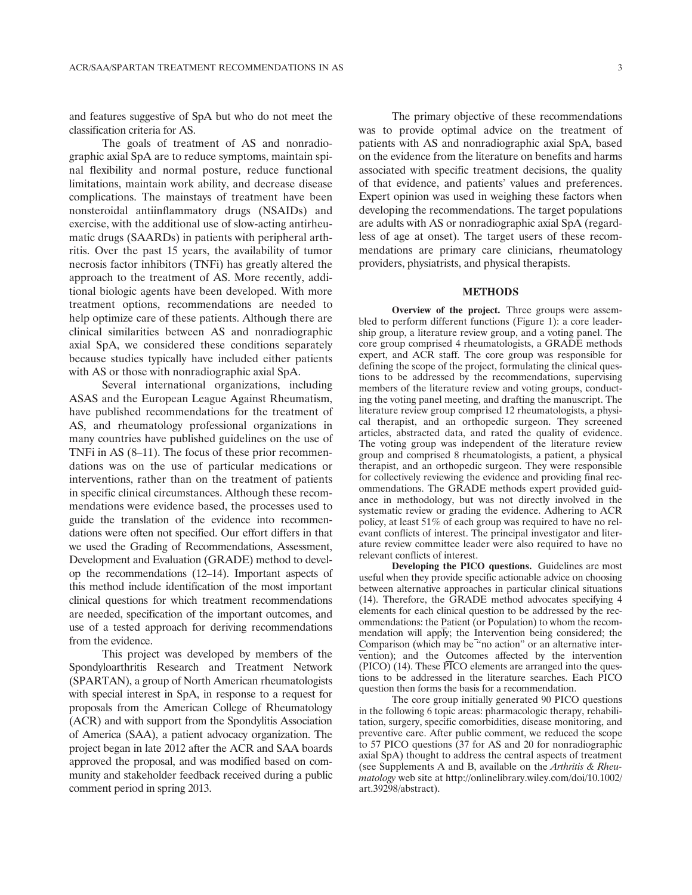and features suggestive of SpA but who do not meet the classification criteria for AS.

The goals of treatment of AS and nonradiographic axial SpA are to reduce symptoms, maintain spinal flexibility and normal posture, reduce functional limitations, maintain work ability, and decrease disease complications. The mainstays of treatment have been nonsteroidal antiinflammatory drugs (NSAIDs) and exercise, with the additional use of slow-acting antirheumatic drugs (SAARDs) in patients with peripheral arthritis. Over the past 15 years, the availability of tumor necrosis factor inhibitors (TNFi) has greatly altered the approach to the treatment of AS. More recently, additional biologic agents have been developed. With more treatment options, recommendations are needed to help optimize care of these patients. Although there are clinical similarities between AS and nonradiographic axial SpA, we considered these conditions separately because studies typically have included either patients with AS or those with nonradiographic axial SpA.

Several international organizations, including ASAS and the European League Against Rheumatism, have published recommendations for the treatment of AS, and rheumatology professional organizations in many countries have published guidelines on the use of TNFi in AS (8–11). The focus of these prior recommendations was on the use of particular medications or interventions, rather than on the treatment of patients in specific clinical circumstances. Although these recommendations were evidence based, the processes used to guide the translation of the evidence into recommendations were often not specified. Our effort differs in that we used the Grading of Recommendations, Assessment, Development and Evaluation (GRADE) method to develop the recommendations (12–14). Important aspects of this method include identification of the most important clinical questions for which treatment recommendations are needed, specification of the important outcomes, and use of a tested approach for deriving recommendations from the evidence.

This project was developed by members of the Spondyloarthritis Research and Treatment Network (SPARTAN), a group of North American rheumatologists with special interest in SpA, in response to a request for proposals from the American College of Rheumatology (ACR) and with support from the Spondylitis Association of America (SAA), a patient advocacy organization. The project began in late 2012 after the ACR and SAA boards approved the proposal, and was modified based on community and stakeholder feedback received during a public comment period in spring 2013.

The primary objective of these recommendations was to provide optimal advice on the treatment of patients with AS and nonradiographic axial SpA, based on the evidence from the literature on benefits and harms associated with specific treatment decisions, the quality of that evidence, and patients' values and preferences. Expert opinion was used in weighing these factors when developing the recommendations. The target populations are adults with AS or nonradiographic axial SpA (regardless of age at onset). The target users of these recommendations are primary care clinicians, rheumatology providers, physiatrists, and physical therapists.

## METHODS

**Overview of the project.** Three groups were assembled to perform different functions (Figure 1): a core leadership group, a literature review group, and a voting panel. The core group comprised 4 rheumatologists, a GRADE methods expert, and ACR staff. The core group was responsible for defining the scope of the project, formulating the clinical questions to be addressed by the recommendations, supervising members of the literature review and voting groups, conducting the voting panel meeting, and drafting the manuscript. The literature review group comprised 12 rheumatologists, a physical therapist, and an orthopedic surgeon. They screened articles, abstracted data, and rated the quality of evidence. The voting group was independent of the literature review group and comprised 8 rheumatologists, a patient, a physical therapist, and an orthopedic surgeon. They were responsible for collectively reviewing the evidence and providing final recommendations. The GRADE methods expert provided guidance in methodology, but was not directly involved in the systematic review or grading the evidence. Adhering to ACR policy, at least 51% of each group was required to have no relevant conflicts of interest. The principal investigator and literature review committee leader were also required to have no relevant conflicts of interest.

**Developing the PICO questions.** Guidelines are most useful when they provide specific actionable advice on choosing between alternative approaches in particular clinical situations (14). Therefore, the GRADE method advocates specifying 4 elements for each clinical question to be addressed by the recommendations: the Patient (or Population) to whom the recommendation will apply; the Intervention being considered; the Comparison (which may be "no action" or an alternative intervention); and the Outcomes affected by the intervention (PICO) (14). These PICO elements are arranged into the questions to be addressed in the literature searches. Each PICO question then forms the basis for a recommendation.

The core group initially generated 90 PICO questions in the following 6 topic areas: pharmacologic therapy, rehabilitation, surgery, specific comorbidities, disease monitoring, and preventive care. After public comment, we reduced the scope to 57 PICO questions (37 for AS and 20 for nonradiographic axial SpA) thought to address the central aspects of treatment (see Supplements A and B, available on the *Arthritis & Rheumatology* web site at http://onlinelibrary.wiley.com/doi/10.1002/art.39298/abstract).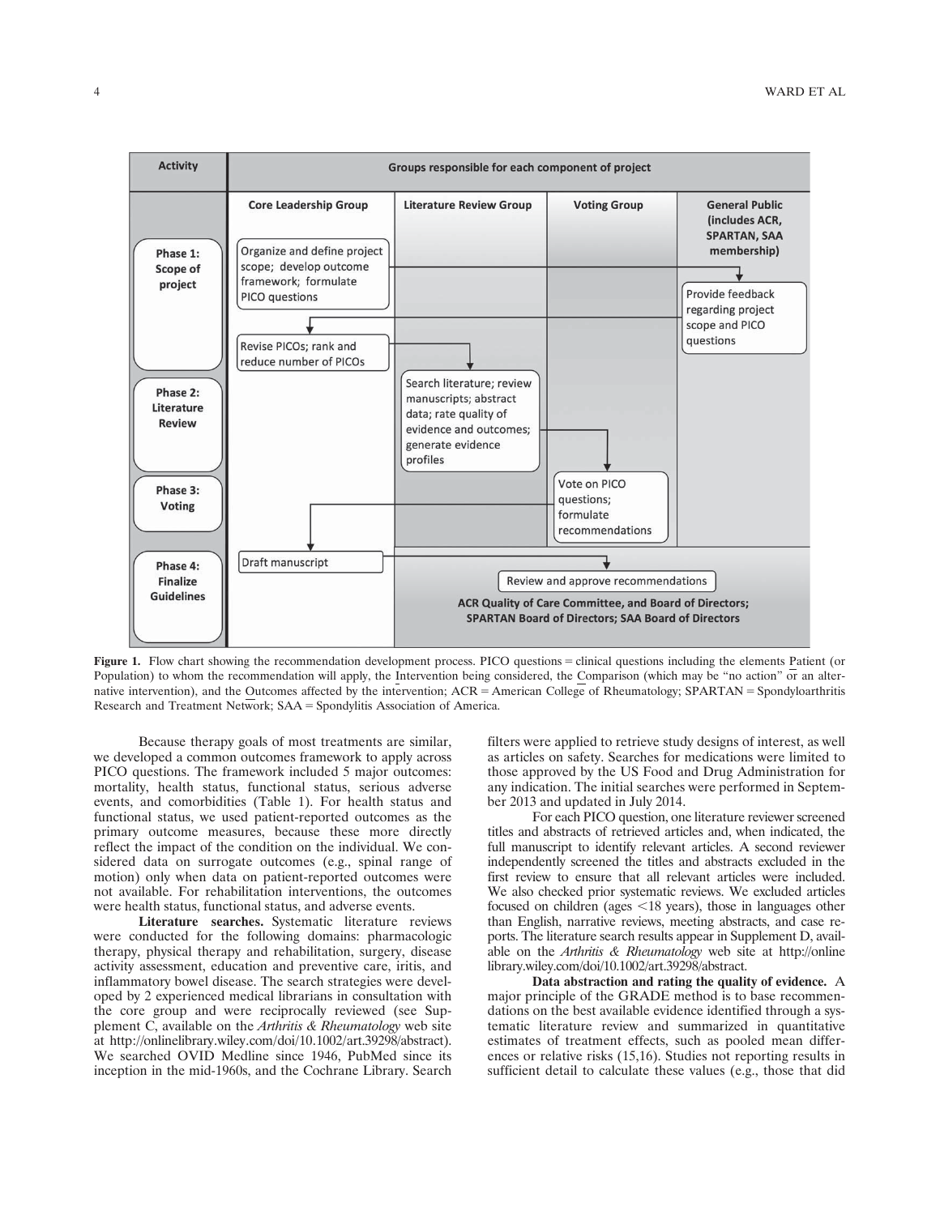| Activity | Groups responsible for each component of project | | | |
|---|---|---|---|---|
| | **Core Leadership Group** | **Literature Review Group** | **Voting Group** | **General Public (includes ACR, SPARTAN, SAA membership)** |
| **Phase 1: Scope of project** | Organize and define project scope; develop outcome framework; formulate PICO questions | | | Provide feedback regarding project scope and PICO questions |
| | Revise PICOs; rank and reduce number of PICOs | | | |
| **Phase 2: Literature Review** | | Search literature; review manuscripts; abstract data; rate quality of evidence and outcomes; generate evidence profiles | | |
| **Phase 3: Voting** | | | Vote on PICO questions; formulate recommendations | |
| **Phase 4: Finalize Guidelines** | Draft manuscript | Review and approve recommendations — ACR Quality of Care Committee, and Board of Directors; SPARTAN Board of Directors; SAA Board of Directors | | |

**Figure 1.** Flow chart showing the recommendation development process. PICO questions = clinical questions including the elements Patient (or Population) to whom the recommendation will apply, the Intervention being considered, the Comparison (which may be "no action" or an alternative intervention), and the Outcomes affected by the intervention; ACR = American College of Rheumatology; SPARTAN = Spondyloarthritis Research and Treatment Network; SAA = Spondylitis Association of America.

Because therapy goals of most treatments are similar, we developed a common outcomes framework to apply across PICO questions. The framework included 5 major outcomes: mortality, health status, functional status, serious adverse events, and comorbidities (Table 1). For health status and functional status, we used patient-reported outcomes as the primary outcome measures, because these more directly reflect the impact of the condition on the individual. We considered data on surrogate outcomes (e.g., spinal range of motion) only when data on patient-reported outcomes were not available. For rehabilitation interventions, the outcomes were health status, functional status, and adverse events.

**Literature searches.** Systematic literature reviews were conducted for the following domains: pharmacologic therapy, physical therapy and rehabilitation, surgery, disease activity assessment, education and preventive care, iritis, and inflammatory bowel disease. The search strategies were developed by 2 experienced medical librarians in consultation with the core group and were reciprocally reviewed (see Supplement C, available on the *Arthritis & Rheumatology* web site at http://onlinelibrary.wiley.com/doi/10.1002/art.39298/abstract). We searched OVID Medline since 1946, PubMed since its inception in the mid-1960s, and the Cochrane Library. Search filters were applied to retrieve study designs of interest, as well as articles on safety. Searches for medications were limited to those approved by the US Food and Drug Administration for any indication. The initial searches were performed in September 2013 and updated in July 2014.

For each PICO question, one literature reviewer screened titles and abstracts of retrieved articles and, when indicated, the full manuscript to identify relevant articles. A second reviewer independently screened the titles and abstracts excluded in the first review to ensure that all relevant articles were included. We also checked prior systematic reviews. We excluded articles focused on children (ages <18 years), those in languages other than English, narrative reviews, meeting abstracts, and case reports. The literature search results appear in Supplement D, available on the *Arthritis & Rheumatology* web site at http://onlinelibrary.wiley.com/doi/10.1002/art.39298/abstract.

**Data abstraction and rating the quality of evidence.** A major principle of the GRADE method is to base recommendations on the best available evidence identified through a systematic literature review and summarized in quantitative estimates of treatment effects, such as pooled mean differences or relative risks (15,16). Studies not reporting results in sufficient detail to calculate these values (e.g., those that did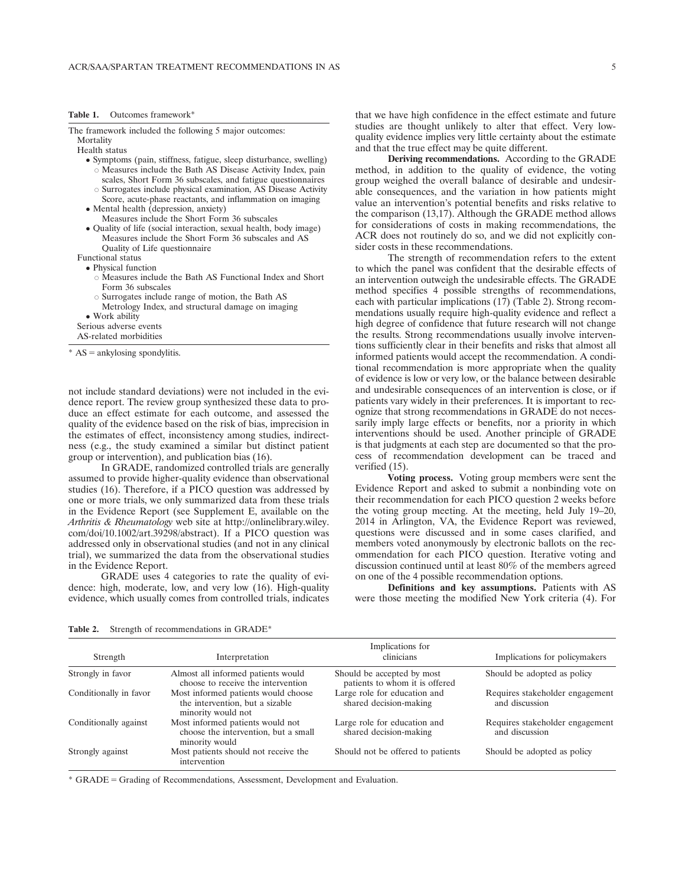**Table 1.** Outcomes framework*

The framework included the following 5 major outcomes:
- Mortality
- Health status
  - Symptoms (pain, stiffness, fatigue, sleep disturbance, swelling)
    - Measures include the Bath AS Disease Activity Index, pain scales, Short Form 36 subscales, and fatigue questionnaires
    - Surrogates include physical examination, AS Disease Activity Score, acute-phase reactants, and inflammation on imaging
  - Mental health (depression, anxiety)
    - Measures include the Short Form 36 subscales
  - Quality of life (social interaction, sexual health, body image)
    - Measures include the Short Form 36 subscales and AS Quality of Life questionnaire
- Functional status
  - Physical function
    - Measures include the Bath AS Functional Index and Short Form 36 subscales
    - Surrogates include range of motion, the Bath AS Metrology Index, and structural damage on imaging
  - Work ability
- Serious adverse events
- AS-related morbidities

* AS = ankylosing spondylitis.

not include standard deviations) were not included in the evidence report. The review group synthesized these data to produce an effect estimate for each outcome, and assessed the quality of the evidence based on the risk of bias, imprecision in the estimates of effect, inconsistency among studies, indirectness (e.g., the study examined a similar but distinct patient group or intervention), and publication bias (16).

In GRADE, randomized controlled trials are generally assumed to provide higher-quality evidence than observational studies (16). Therefore, if a PICO question was addressed by one or more trials, we only summarized data from these trials in the Evidence Report (see Supplement E, available on the *Arthritis & Rheumatology* web site at http://onlinelibrary.wiley.com/doi/10.1002/art.39298/abstract). If a PICO question was addressed only in observational studies (and not in any clinical trial), we summarized the data from the observational studies in the Evidence Report.

GRADE uses 4 categories to rate the quality of evidence: high, moderate, low, and very low (16). High-quality evidence, which usually comes from controlled trials, indicates that we have high confidence in the effect estimate and future studies are thought unlikely to alter that effect. Very low-quality evidence implies very little certainty about the estimate and that the true effect may be quite different.

**Deriving recommendations.** According to the GRADE method, in addition to the quality of evidence, the voting group weighed the overall balance of desirable and undesirable consequences, and the variation in how patients might value an intervention's potential benefits and risks relative to the comparison (13,17). Although the GRADE method allows for considerations of costs in making recommendations, the ACR does not routinely do so, and we did not explicitly consider costs in these recommendations.

The strength of recommendation refers to the extent to which the panel was confident that the desirable effects of an intervention outweigh the undesirable effects. The GRADE method specifies 4 possible strengths of recommendations, each with particular implications (17) (Table 2). Strong recommendations usually require high-quality evidence and reflect a high degree of confidence that future research will not change the results. Strong recommendations usually involve interventions sufficiently clear in their benefits and risks that almost all informed patients would accept the recommendation. A conditional recommendation is more appropriate when the quality of evidence is low or very low, or the balance between desirable and undesirable consequences of an intervention is close, or if patients vary widely in their preferences. It is important to recognize that strong recommendations in GRADE do not necessarily imply large effects or benefits, nor a priority in which interventions should be used. Another principle of GRADE is that judgments at each step are documented so that the process of recommendation development can be traced and verified (15).

**Voting process.** Voting group members were sent the Evidence Report and asked to submit a nonbinding vote on their recommendation for each PICO question 2 weeks before the voting group meeting. At the meeting, held July 19–20, 2014 in Arlington, VA, the Evidence Report was reviewed, questions were discussed and in some cases clarified, and members voted anonymously by electronic ballots on the recommendation for each PICO question. Iterative voting and discussion continued until at least 80% of the members agreed on one of the 4 possible recommendation options.

**Definitions and key assumptions.** Patients with AS were those meeting the modified New York criteria (4). For

**Table 2.** Strength of recommendations in GRADE*

| Strength | Interpretation | Implications for clinicians | Implications for policymakers |
|---|---|---|---|
| Strongly in favor | Almost all informed patients would choose to receive the intervention | Should be accepted by most patients to whom it is offered | Should be adopted as policy |
| Conditionally in favor | Most informed patients would choose the intervention, but a sizable minority would not | Large role for education and shared decision-making | Requires stakeholder engagement and discussion |
| Conditionally against | Most informed patients would not choose the intervention, but a small minority would | Large role for education and shared decision-making | Requires stakeholder engagement and discussion |
| Strongly against | Most patients should not receive the intervention | Should not be offered to patients | Should be adopted as policy |

* GRADE = Grading of Recommendations, Assessment, Development and Evaluation.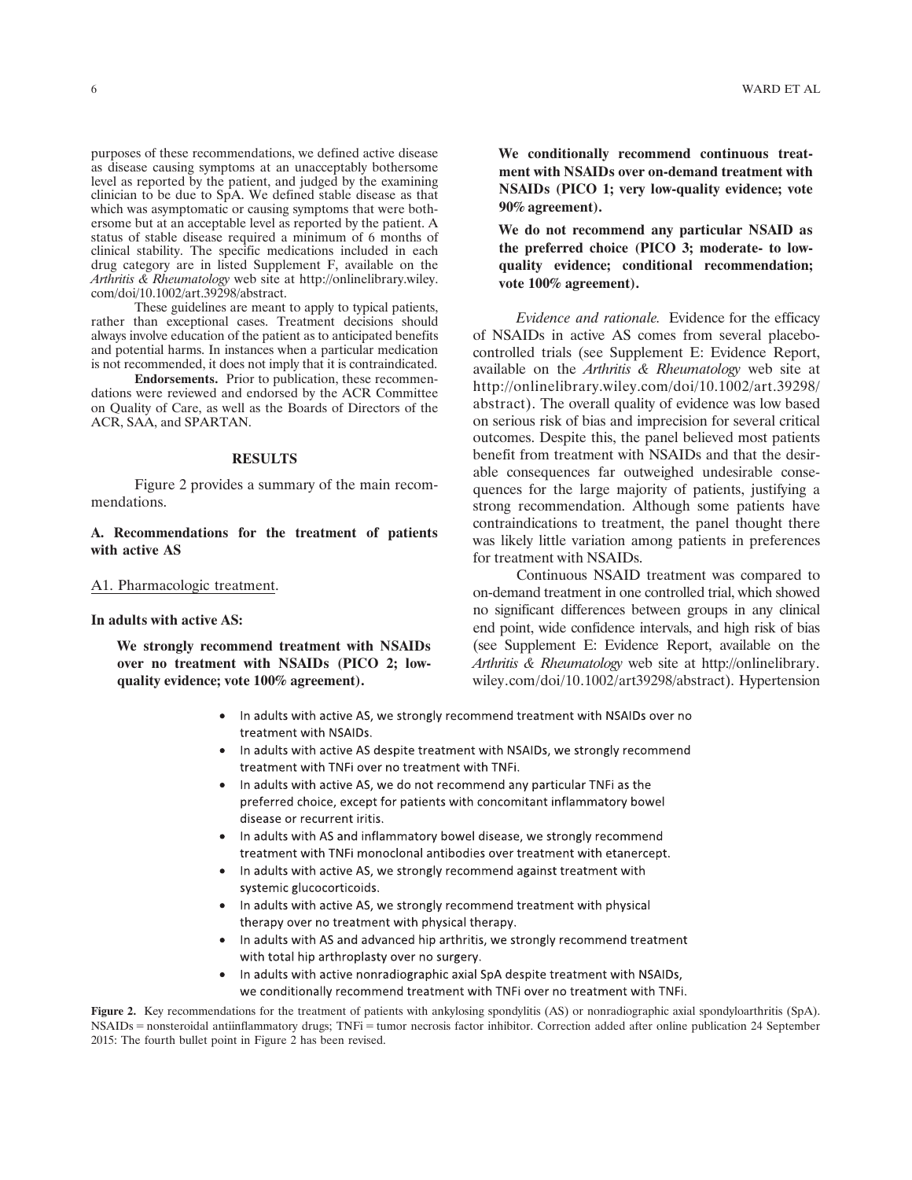purposes of these recommendations, we defined active disease as disease causing symptoms at an unacceptably bothersome level as reported by the patient, and judged by the examining clinician to be due to SpA. We defined stable disease as that which was asymptomatic or causing symptoms that were bothersome but at an acceptable level as reported by the patient. A status of stable disease required a minimum of 6 months of clinical stability. The specific medications included in each drug category are in listed Supplement F, available on the *Arthritis & Rheumatology* web site at http://onlinelibrary.wiley.com/doi/10.1002/art.39298/abstract.

These guidelines are meant to apply to typical patients, rather than exceptional cases. Treatment decisions should always involve education of the patient as to anticipated benefits and potential harms. In instances when a particular medication is not recommended, it does not imply that it is contraindicated.

**Endorsements.** Prior to publication, these recommendations were reviewed and endorsed by the ACR Committee on Quality of Care, as well as the Boards of Directors of the ACR, SAA, and SPARTAN.

## RESULTS

Figure 2 provides a summary of the main recommendations.

### A. Recommendations for the treatment of patients with active AS

A1. Pharmacologic treatment.

**In adults with active AS:**

**We strongly recommend treatment with NSAIDs over no treatment with NSAIDs (PICO 2; low-quality evidence; vote 100% agreement).**

**We conditionally recommend continuous treatment with NSAIDs over on-demand treatment with NSAIDs (PICO 1; very low-quality evidence; vote 90% agreement).**

**We do not recommend any particular NSAID as the preferred choice (PICO 3; moderate- to low-quality evidence; conditional recommendation; vote 100% agreement).**

*Evidence and rationale.* Evidence for the efficacy of NSAIDs in active AS comes from several placebo-controlled trials (see Supplement E: Evidence Report, available on the *Arthritis & Rheumatology* web site at http://onlinelibrary.wiley.com/doi/10.1002/art.39298/abstract). The overall quality of evidence was low based on serious risk of bias and imprecision for several critical outcomes. Despite this, the panel believed most patients benefit from treatment with NSAIDs and that the desirable consequences far outweighed undesirable consequences for the large majority of patients, justifying a strong recommendation. Although some patients have contraindications to treatment, the panel thought there was likely little variation among patients in preferences for treatment with NSAIDs.

Continuous NSAID treatment was compared to on-demand treatment in one controlled trial, which showed no significant differences between groups in any clinical end point, wide confidence intervals, and high risk of bias (see Supplement E: Evidence Report, available on the *Arthritis & Rheumatology* web site at http://onlinelibrary.wiley.com/doi/10.1002/art39298/abstract). Hypertension

- In adults with active AS, we strongly recommend treatment with NSAIDs over no treatment with NSAIDs.
- In adults with active AS despite treatment with NSAIDs, we strongly recommend treatment with TNFi over no treatment with TNFi.
- In adults with active AS, we do not recommend any particular TNFi as the preferred choice, except for patients with concomitant inflammatory bowel disease or recurrent iritis.
- In adults with AS and inflammatory bowel disease, we strongly recommend treatment with TNFi monoclonal antibodies over treatment with etanercept.
- In adults with active AS, we strongly recommend against treatment with systemic glucocorticoids.
- In adults with active AS, we strongly recommend treatment with physical therapy over no treatment with physical therapy.
- In adults with AS and advanced hip arthritis, we strongly recommend treatment with total hip arthroplasty over no surgery.
- In adults with active nonradiographic axial SpA despite treatment with NSAIDs, we conditionally recommend treatment with TNFi over no treatment with TNFi.

**Figure 2.** Key recommendations for the treatment of patients with ankylosing spondylitis (AS) or nonradiographic axial spondyloarthritis (SpA). NSAIDs = nonsteroidal antiinflammatory drugs; TNFi = tumor necrosis factor inhibitor. Correction added after online publication 24 September 2015: The fourth bullet point in Figure 2 has been revised.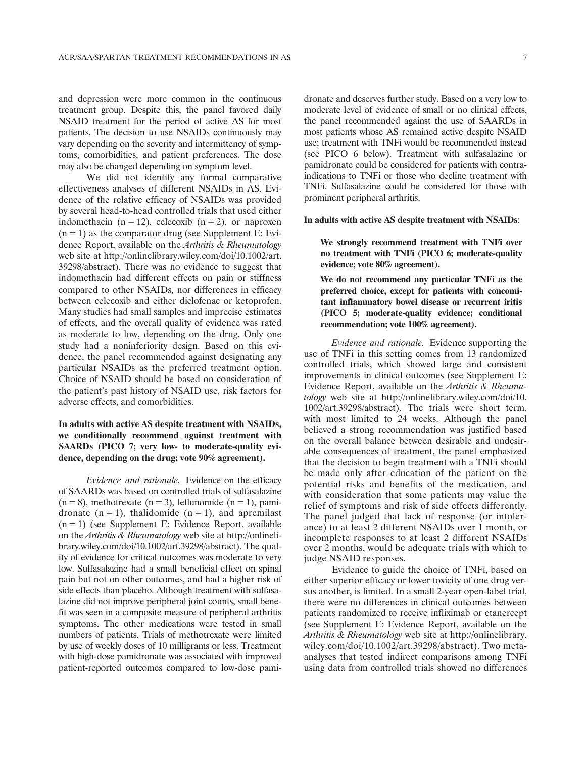and depression were more common in the continuous treatment group. Despite this, the panel favored daily NSAID treatment for the period of active AS for most patients. The decision to use NSAIDs continuously may vary depending on the severity and intermittency of symptoms, comorbidities, and patient preferences. The dose may also be changed depending on symptom level.

We did not identify any formal comparative effectiveness analyses of different NSAIDs in AS. Evidence of the relative efficacy of NSAIDs was provided by several head-to-head controlled trials that used either indomethacin (n = 12), celecoxib (n = 2), or naproxen (n = 1) as the comparator drug (see Supplement E: Evidence Report, available on the *Arthritis & Rheumatology* web site at http://onlinelibrary.wiley.com/doi/10.1002/art.39298/abstract). There was no evidence to suggest that indomethacin had different effects on pain or stiffness compared to other NSAIDs, nor differences in efficacy between celecoxib and either diclofenac or ketoprofen. Many studies had small samples and imprecise estimates of effects, and the overall quality of evidence was rated as moderate to low, depending on the drug. Only one study had a noninferiority design. Based on this evidence, the panel recommended against designating any particular NSAIDs as the preferred treatment option. Choice of NSAID should be based on consideration of the patient's past history of NSAID use, risk factors for adverse effects, and comorbidities.

**In adults with active AS despite treatment with NSAIDs, we conditionally recommend against treatment with SAARDs (PICO 7; very low- to moderate-quality evidence, depending on the drug; vote 90% agreement).**

*Evidence and rationale.* Evidence on the efficacy of SAARDs was based on controlled trials of sulfasalazine (n = 8), methotrexate (n = 3), leflunomide (n = 1), pamidronate (n = 1), thalidomide (n = 1), and apremilast (n = 1) (see Supplement E: Evidence Report, available on the *Arthritis & Rheumatology* web site at http://onlinelibrary.wiley.com/doi/10.1002/art.39298/abstract). The quality of evidence for critical outcomes was moderate to very low. Sulfasalazine had a small beneficial effect on spinal pain but not on other outcomes, and had a higher risk of side effects than placebo. Although treatment with sulfasalazine did not improve peripheral joint counts, small benefit was seen in a composite measure of peripheral arthritis symptoms. The other medications were tested in small numbers of patients. Trials of methotrexate were limited by use of weekly doses of 10 milligrams or less. Treatment with high-dose pamidronate was associated with improved patient-reported outcomes compared to low-dose pamidronate and deserves further study. Based on a very low to moderate level of evidence of small or no clinical effects, the panel recommended against the use of SAARDs in most patients whose AS remained active despite NSAID use; treatment with TNFi would be recommended instead (see PICO 6 below). Treatment with sulfasalazine or pamidronate could be considered for patients with contraindications to TNFi or those who decline treatment with TNFi. Sulfasalazine could be considered for those with prominent peripheral arthritis.

**In adults with active AS despite treatment with NSAIDs**:

> **We strongly recommend treatment with TNFi over no treatment with TNFi (PICO 6; moderate-quality evidence; vote 80% agreement).**
>
> **We do not recommend any particular TNFi as the preferred choice, except for patients with concomitant inflammatory bowel disease or recurrent iritis (PICO 5; moderate-quality evidence; conditional recommendation; vote 100% agreement).**

*Evidence and rationale.* Evidence supporting the use of TNFi in this setting comes from 13 randomized controlled trials, which showed large and consistent improvements in clinical outcomes (see Supplement E: Evidence Report, available on the *Arthritis & Rheumatology* web site at http://onlinelibrary.wiley.com/doi/10.1002/art.39298/abstract). The trials were short term, with most limited to 24 weeks. Although the panel believed a strong recommendation was justified based on the overall balance between desirable and undesirable consequences of treatment, the panel emphasized that the decision to begin treatment with a TNFi should be made only after education of the patient on the potential risks and benefits of the medication, and with consideration that some patients may value the relief of symptoms and risk of side effects differently. The panel judged that lack of response (or intolerance) to at least 2 different NSAIDs over 1 month, or incomplete responses to at least 2 different NSAIDs over 2 months, would be adequate trials with which to judge NSAID responses.

Evidence to guide the choice of TNFi, based on either superior efficacy or lower toxicity of one drug versus another, is limited. In a small 2-year open-label trial, there were no differences in clinical outcomes between patients randomized to receive infliximab or etanercept (see Supplement E: Evidence Report, available on the *Arthritis & Rheumatology* web site at http://onlinelibrary.wiley.com/doi/10.1002/art.39298/abstract). Two meta-analyses that tested indirect comparisons among TNFi using data from controlled trials showed no differences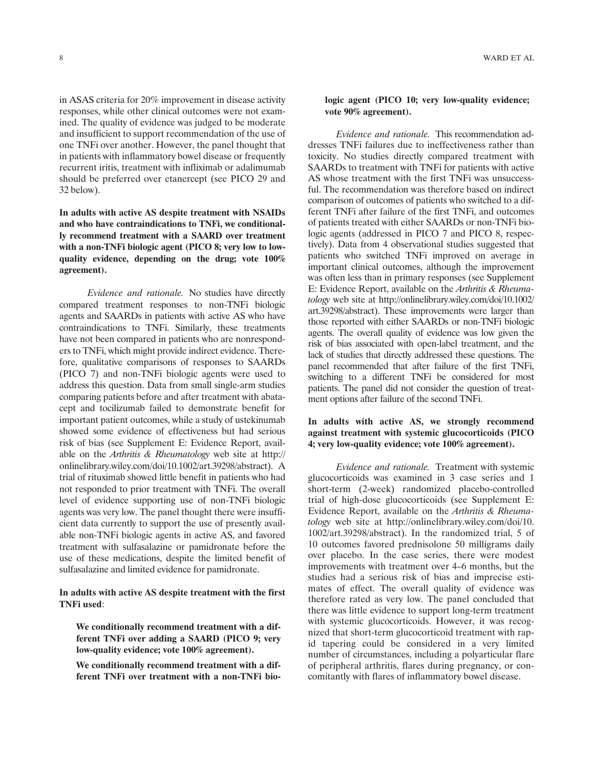in ASAS criteria for 20% improvement in disease activity responses, while other clinical outcomes were not examined. The quality of evidence was judged to be moderate and insufficient to support recommendation of the use of one TNFi over another. However, the panel thought that in patients with inflammatory bowel disease or frequently recurrent iritis, treatment with infliximab or adalimumab should be preferred over etanercept (see PICO 29 and 32 below).

**In adults with active AS despite treatment with NSAIDs and who have contraindications to TNFi, we conditionally recommend treatment with a SAARD over treatment with a non-TNFi biologic agent (PICO 8; very low to low-quality evidence, depending on the drug; vote 100% agreement).**

*Evidence and rationale.* No studies have directly compared treatment responses to non-TNFi biologic agents and SAARDs in patients with active AS who have contraindications to TNFi. Similarly, these treatments have not been compared in patients who are nonresponders to TNFi, which might provide indirect evidence. Therefore, qualitative comparisons of responses to SAARDs (PICO 7) and non-TNFi biologic agents were used to address this question. Data from small single-arm studies comparing patients before and after treatment with abatacept and tocilizumab failed to demonstrate benefit for important patient outcomes, while a study of ustekinumab showed some evidence of effectiveness but had serious risk of bias (see Supplement E: Evidence Report, available on the *Arthritis & Rheumatology* web site at http://onlinelibrary.wiley.com/doi/10.1002/art.39298/abstract). A trial of rituximab showed little benefit in patients who had not responded to prior treatment with TNFi. The overall level of evidence supporting use of non-TNFi biologic agents was very low. The panel thought there were insufficient data currently to support the use of presently available non-TNFi biologic agents in active AS, and favored treatment with sulfasalazine or pamidronate before the use of these medications, despite the limited benefit of sulfasalazine and limited evidence for pamidronate.

**In adults with active AS despite treatment with the first TNFi used**:

**We conditionally recommend treatment with a different TNFi over adding a SAARD (PICO 9; very low-quality evidence; vote 100% agreement).**

**We conditionally recommend treatment with a different TNFi over treatment with a non-TNFi biologic agent (PICO 10; very low-quality evidence; vote 90% agreement).**

*Evidence and rationale.* This recommendation addresses TNFi failures due to ineffectiveness rather than toxicity. No studies directly compared treatment with SAARDs to treatment with TNFi for patients with active AS whose treatment with the first TNFi was unsuccessful. The recommendation was therefore based on indirect comparison of outcomes of patients who switched to a different TNFi after failure of the first TNFi, and outcomes of patients treated with either SAARDs or non-TNFi biologic agents (addressed in PICO 7 and PICO 8, respectively). Data from 4 observational studies suggested that patients who switched TNFi improved on average in important clinical outcomes, although the improvement was often less than in primary responses (see Supplement E: Evidence Report, available on the *Arthritis & Rheumatology* web site at http://onlinelibrary.wiley.com/doi/10.1002/art.39298/abstract). These improvements were larger than those reported with either SAARDs or non-TNFi biologic agents. The overall quality of evidence was low given the risk of bias associated with open-label treatment, and the lack of studies that directly addressed these questions. The panel recommended that after failure of the first TNFi, switching to a different TNFi be considered for most patients. The panel did not consider the question of treatment options after failure of the second TNFi.

**In adults with active AS, we strongly recommend against treatment with systemic glucocorticoids (PICO 4; very low-quality evidence; vote 100% agreement).**

*Evidence and rationale.* Treatment with systemic glucocorticoids was examined in 3 case series and 1 short-term (2-week) randomized placebo-controlled trial of high-dose glucocorticoids (see Supplement E: Evidence Report, available on the *Arthritis & Rheumatology* web site at http://onlinelibrary.wiley.com/doi/10.1002/art.39298/abstract). In the randomized trial, 5 of 10 outcomes favored prednisolone 50 milligrams daily over placebo. In the case series, there were modest improvements with treatment over 4–6 months, but the studies had a serious risk of bias and imprecise estimates of effect. The overall quality of evidence was therefore rated as very low. The panel concluded that there was little evidence to support long-term treatment with systemic glucocorticoids. However, it was recognized that short-term glucocorticoid treatment with rapid tapering could be considered in a very limited number of circumstances, including a polyarticular flare of peripheral arthritis, flares during pregnancy, or concomitantly with flares of inflammatory bowel disease.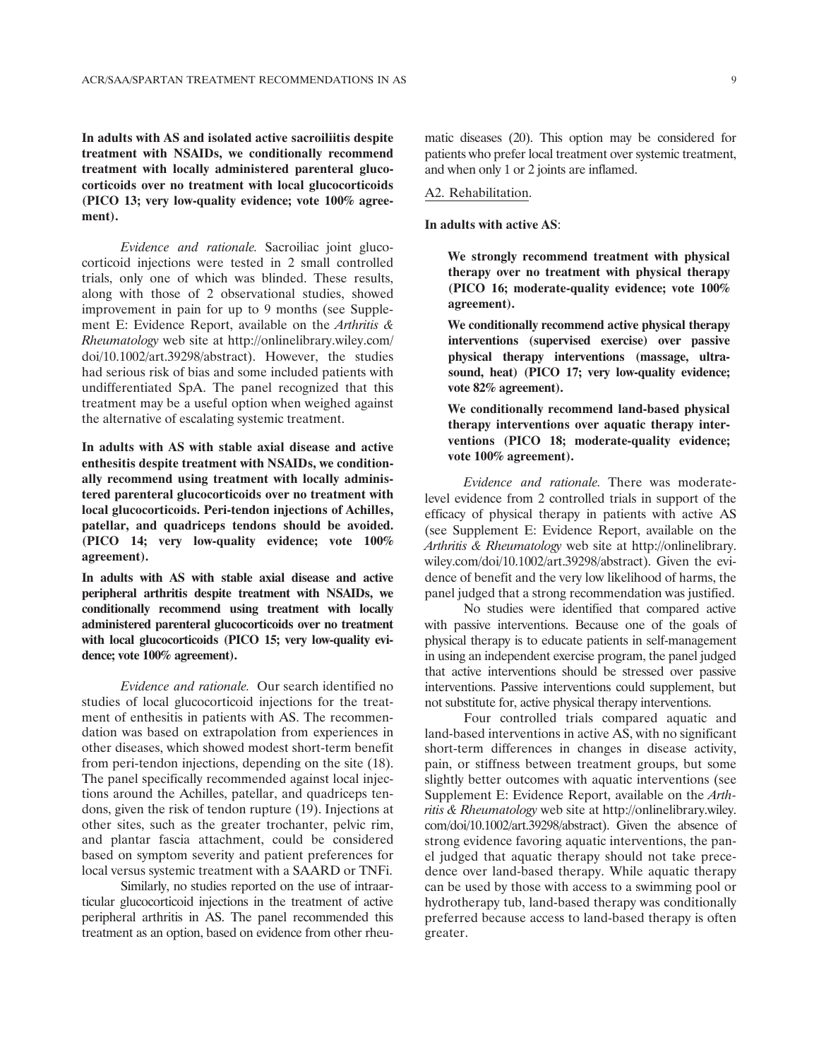**In adults with AS and isolated active sacroiliitis despite treatment with NSAIDs, we conditionally recommend treatment with locally administered parenteral glucocorticoids over no treatment with local glucocorticoids (PICO 13; very low-quality evidence; vote 100% agreement).**

*Evidence and rationale.* Sacroiliac joint glucocorticoid injections were tested in 2 small controlled trials, only one of which was blinded. These results, along with those of 2 observational studies, showed improvement in pain for up to 9 months (see Supplement E: Evidence Report, available on the *Arthritis & Rheumatology* web site at http://onlinelibrary.wiley.com/doi/10.1002/art.39298/abstract). However, the studies had serious risk of bias and some included patients with undifferentiated SpA. The panel recognized that this treatment may be a useful option when weighed against the alternative of escalating systemic treatment.

**In adults with AS with stable axial disease and active enthesitis despite treatment with NSAIDs, we conditionally recommend using treatment with locally administered parenteral glucocorticoids over no treatment with local glucocorticoids. Peri-tendon injections of Achilles, patellar, and quadriceps tendons should be avoided. (PICO 14; very low-quality evidence; vote 100% agreement).**

**In adults with AS with stable axial disease and active peripheral arthritis despite treatment with NSAIDs, we conditionally recommend using treatment with locally administered parenteral glucocorticoids over no treatment with local glucocorticoids (PICO 15; very low-quality evidence; vote 100% agreement).**

*Evidence and rationale.* Our search identified no studies of local glucocorticoid injections for the treatment of enthesitis in patients with AS. The recommendation was based on extrapolation from experiences in other diseases, which showed modest short-term benefit from peri-tendon injections, depending on the site (18). The panel specifically recommended against local injections around the Achilles, patellar, and quadriceps tendons, given the risk of tendon rupture (19). Injections at other sites, such as the greater trochanter, pelvic rim, and plantar fascia attachment, could be considered based on symptom severity and patient preferences for local versus systemic treatment with a SAARD or TNFi.

Similarly, no studies reported on the use of intraarticular glucocorticoid injections in the treatment of active peripheral arthritis in AS. The panel recommended this treatment as an option, based on evidence from other rheumatic diseases (20). This option may be considered for patients who prefer local treatment over systemic treatment, and when only 1 or 2 joints are inflamed.

#### A2. Rehabilitation.

**In adults with active AS**:

> **We strongly recommend treatment with physical therapy over no treatment with physical therapy (PICO 16; moderate-quality evidence; vote 100% agreement).**
>
> **We conditionally recommend active physical therapy interventions (supervised exercise) over passive physical therapy interventions (massage, ultrasound, heat) (PICO 17; very low-quality evidence; vote 82% agreement).**
>
> **We conditionally recommend land-based physical therapy interventions over aquatic therapy interventions (PICO 18; moderate-quality evidence; vote 100% agreement).**

*Evidence and rationale.* There was moderate-level evidence from 2 controlled trials in support of the efficacy of physical therapy in patients with active AS (see Supplement E: Evidence Report, available on the *Arthritis & Rheumatology* web site at http://onlinelibrary.wiley.com/doi/10.1002/art.39298/abstract). Given the evidence of benefit and the very low likelihood of harms, the panel judged that a strong recommendation was justified.

No studies were identified that compared active with passive interventions. Because one of the goals of physical therapy is to educate patients in self-management in using an independent exercise program, the panel judged that active interventions should be stressed over passive interventions. Passive interventions could supplement, but not substitute for, active physical therapy interventions.

Four controlled trials compared aquatic and land-based interventions in active AS, with no significant short-term differences in changes in disease activity, pain, or stiffness between treatment groups, but some slightly better outcomes with aquatic interventions (see Supplement E: Evidence Report, available on the *Arthritis & Rheumatology* web site at http://onlinelibrary.wiley.com/doi/10.1002/art.39298/abstract). Given the absence of strong evidence favoring aquatic interventions, the panel judged that aquatic therapy should not take precedence over land-based therapy. While aquatic therapy can be used by those with access to a swimming pool or hydrotherapy tub, land-based therapy was conditionally preferred because access to land-based therapy is often greater.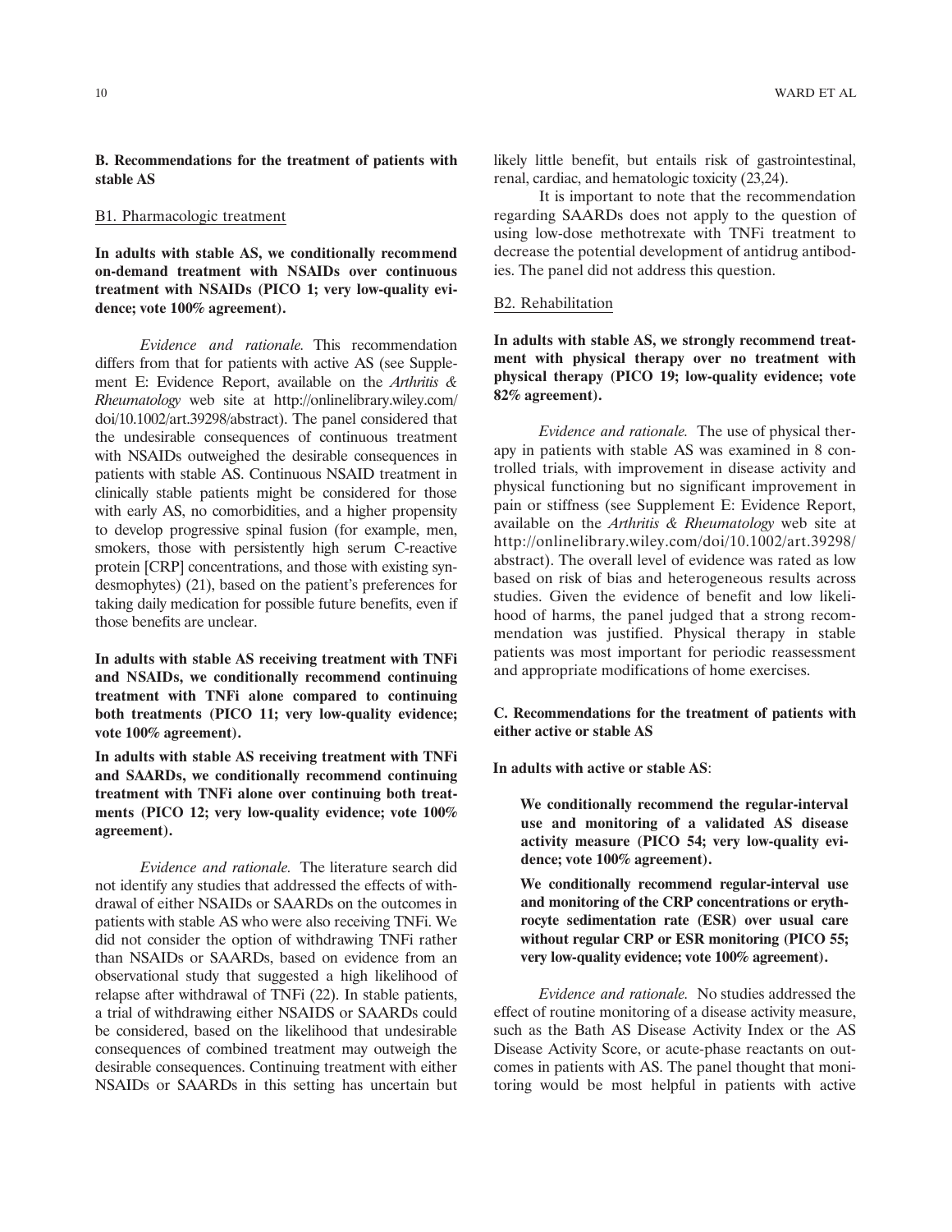## B. Recommendations for the treatment of patients with stable AS

### B1. Pharmacologic treatment

**In adults with stable AS, we conditionally recommend on-demand treatment with NSAIDs over continuous treatment with NSAIDs (PICO 1; very low-quality evidence; vote 100% agreement).**

*Evidence and rationale.* This recommendation differs from that for patients with active AS (see Supplement E: Evidence Report, available on the *Arthritis & Rheumatology* web site at http://onlinelibrary.wiley.com/doi/10.1002/art.39298/abstract). The panel considered that the undesirable consequences of continuous treatment with NSAIDs outweighed the desirable consequences in patients with stable AS. Continuous NSAID treatment in clinically stable patients might be considered for those with early AS, no comorbidities, and a higher propensity to develop progressive spinal fusion (for example, men, smokers, those with persistently high serum C-reactive protein [CRP] concentrations, and those with existing syndesmophytes) (21), based on the patient's preferences for taking daily medication for possible future benefits, even if those benefits are unclear.

**In adults with stable AS receiving treatment with TNFi and NSAIDs, we conditionally recommend continuing treatment with TNFi alone compared to continuing both treatments (PICO 11; very low-quality evidence; vote 100% agreement).**

**In adults with stable AS receiving treatment with TNFi and SAARDs, we conditionally recommend continuing treatment with TNFi alone over continuing both treatments (PICO 12; very low-quality evidence; vote 100% agreement).**

*Evidence and rationale.* The literature search did not identify any studies that addressed the effects of withdrawal of either NSAIDs or SAARDs on the outcomes in patients with stable AS who were also receiving TNFi. We did not consider the option of withdrawing TNFi rather than NSAIDs or SAARDs, based on evidence from an observational study that suggested a high likelihood of relapse after withdrawal of TNFi (22). In stable patients, a trial of withdrawing either NSAIDS or SAARDs could be considered, based on the likelihood that undesirable consequences of combined treatment may outweigh the desirable consequences. Continuing treatment with either NSAIDs or SAARDs in this setting has uncertain but likely little benefit, but entails risk of gastrointestinal, renal, cardiac, and hematologic toxicity (23,24).

It is important to note that the recommendation regarding SAARDs does not apply to the question of using low-dose methotrexate with TNFi treatment to decrease the potential development of antidrug antibodies. The panel did not address this question.

### B2. Rehabilitation

**In adults with stable AS, we strongly recommend treatment with physical therapy over no treatment with physical therapy (PICO 19; low-quality evidence; vote 82% agreement).**

*Evidence and rationale.* The use of physical therapy in patients with stable AS was examined in 8 controlled trials, with improvement in disease activity and physical functioning but no significant improvement in pain or stiffness (see Supplement E: Evidence Report, available on the *Arthritis & Rheumatology* web site at http://onlinelibrary.wiley.com/doi/10.1002/art.39298/abstract). The overall level of evidence was rated as low based on risk of bias and heterogeneous results across studies. Given the evidence of benefit and low likelihood of harms, the panel judged that a strong recommendation was justified. Physical therapy in stable patients was most important for periodic reassessment and appropriate modifications of home exercises.

## C. Recommendations for the treatment of patients with either active or stable AS

**In adults with active or stable AS**:

> **We conditionally recommend the regular-interval use and monitoring of a validated AS disease activity measure (PICO 54; very low-quality evidence; vote 100% agreement).**
>
> **We conditionally recommend regular-interval use and monitoring of the CRP concentrations or erythrocyte sedimentation rate (ESR) over usual care without regular CRP or ESR monitoring (PICO 55; very low-quality evidence; vote 100% agreement).**

*Evidence and rationale.* No studies addressed the effect of routine monitoring of a disease activity measure, such as the Bath AS Disease Activity Index or the AS Disease Activity Score, or acute-phase reactants on outcomes in patients with AS. The panel thought that monitoring would be most helpful in patients with active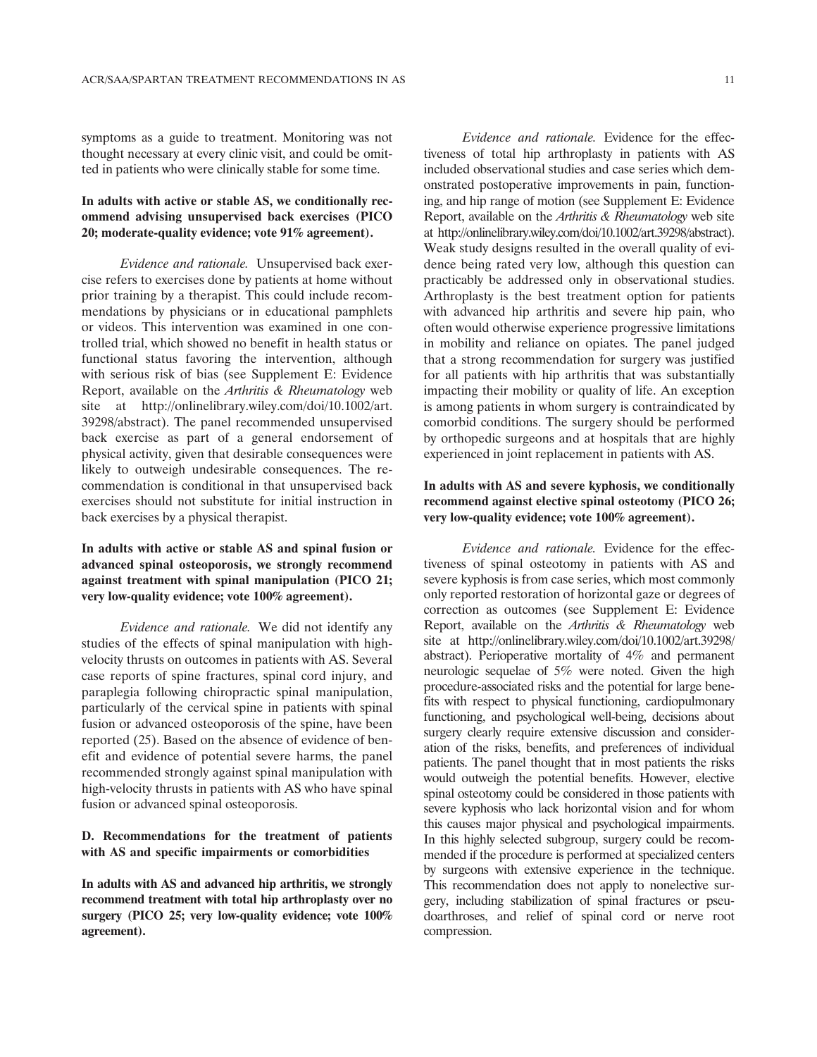symptoms as a guide to treatment. Monitoring was not thought necessary at every clinic visit, and could be omitted in patients who were clinically stable for some time.

**In adults with active or stable AS, we conditionally recommend advising unsupervised back exercises (PICO 20; moderate-quality evidence; vote 91% agreement).**

*Evidence and rationale.* Unsupervised back exercise refers to exercises done by patients at home without prior training by a therapist. This could include recommendations by physicians or in educational pamphlets or videos. This intervention was examined in one controlled trial, which showed no benefit in health status or functional status favoring the intervention, although with serious risk of bias (see Supplement E: Evidence Report, available on the *Arthritis & Rheumatology* web site at http://onlinelibrary.wiley.com/doi/10.1002/art.39298/abstract). The panel recommended unsupervised back exercise as part of a general endorsement of physical activity, given that desirable consequences were likely to outweigh undesirable consequences. The recommendation is conditional in that unsupervised back exercises should not substitute for initial instruction in back exercises by a physical therapist.

**In adults with active or stable AS and spinal fusion or advanced spinal osteoporosis, we strongly recommend against treatment with spinal manipulation (PICO 21; very low-quality evidence; vote 100% agreement).**

*Evidence and rationale.* We did not identify any studies of the effects of spinal manipulation with high-velocity thrusts on outcomes in patients with AS. Several case reports of spine fractures, spinal cord injury, and paraplegia following chiropractic spinal manipulation, particularly of the cervical spine in patients with spinal fusion or advanced osteoporosis of the spine, have been reported (25). Based on the absence of evidence of benefit and evidence of potential severe harms, the panel recommended strongly against spinal manipulation with high-velocity thrusts in patients with AS who have spinal fusion or advanced spinal osteoporosis.

### D. Recommendations for the treatment of patients with AS and specific impairments or comorbidities

**In adults with AS and advanced hip arthritis, we strongly recommend treatment with total hip arthroplasty over no surgery (PICO 25; very low-quality evidence; vote 100% agreement).**

*Evidence and rationale.* Evidence for the effectiveness of total hip arthroplasty in patients with AS included observational studies and case series which demonstrated postoperative improvements in pain, functioning, and hip range of motion (see Supplement E: Evidence Report, available on the *Arthritis & Rheumatology* web site at http://onlinelibrary.wiley.com/doi/10.1002/art.39298/abstract). Weak study designs resulted in the overall quality of evidence being rated very low, although this question can practicably be addressed only in observational studies. Arthroplasty is the best treatment option for patients with advanced hip arthritis and severe hip pain, who often would otherwise experience progressive limitations in mobility and reliance on opiates. The panel judged that a strong recommendation for surgery was justified for all patients with hip arthritis that was substantially impacting their mobility or quality of life. An exception is among patients in whom surgery is contraindicated by comorbid conditions. The surgery should be performed by orthopedic surgeons and at hospitals that are highly experienced in joint replacement in patients with AS.

**In adults with AS and severe kyphosis, we conditionally recommend against elective spinal osteotomy (PICO 26; very low-quality evidence; vote 100% agreement).**

*Evidence and rationale.* Evidence for the effectiveness of spinal osteotomy in patients with AS and severe kyphosis is from case series, which most commonly only reported restoration of horizontal gaze or degrees of correction as outcomes (see Supplement E: Evidence Report, available on the *Arthritis & Rheumatology* web site at http://onlinelibrary.wiley.com/doi/10.1002/art.39298/abstract). Perioperative mortality of 4% and permanent neurologic sequelae of 5% were noted. Given the high procedure-associated risks and the potential for large benefits with respect to physical functioning, cardiopulmonary functioning, and psychological well-being, decisions about surgery clearly require extensive discussion and consideration of the risks, benefits, and preferences of individual patients. The panel thought that in most patients the risks would outweigh the potential benefits. However, elective spinal osteotomy could be considered in those patients with severe kyphosis who lack horizontal vision and for whom this causes major physical and psychological impairments. In this highly selected subgroup, surgery could be recommended if the procedure is performed at specialized centers by surgeons with extensive experience in the technique. This recommendation does not apply to nonelective surgery, including stabilization of spinal fractures or pseudoarthroses, and relief of spinal cord or nerve root compression.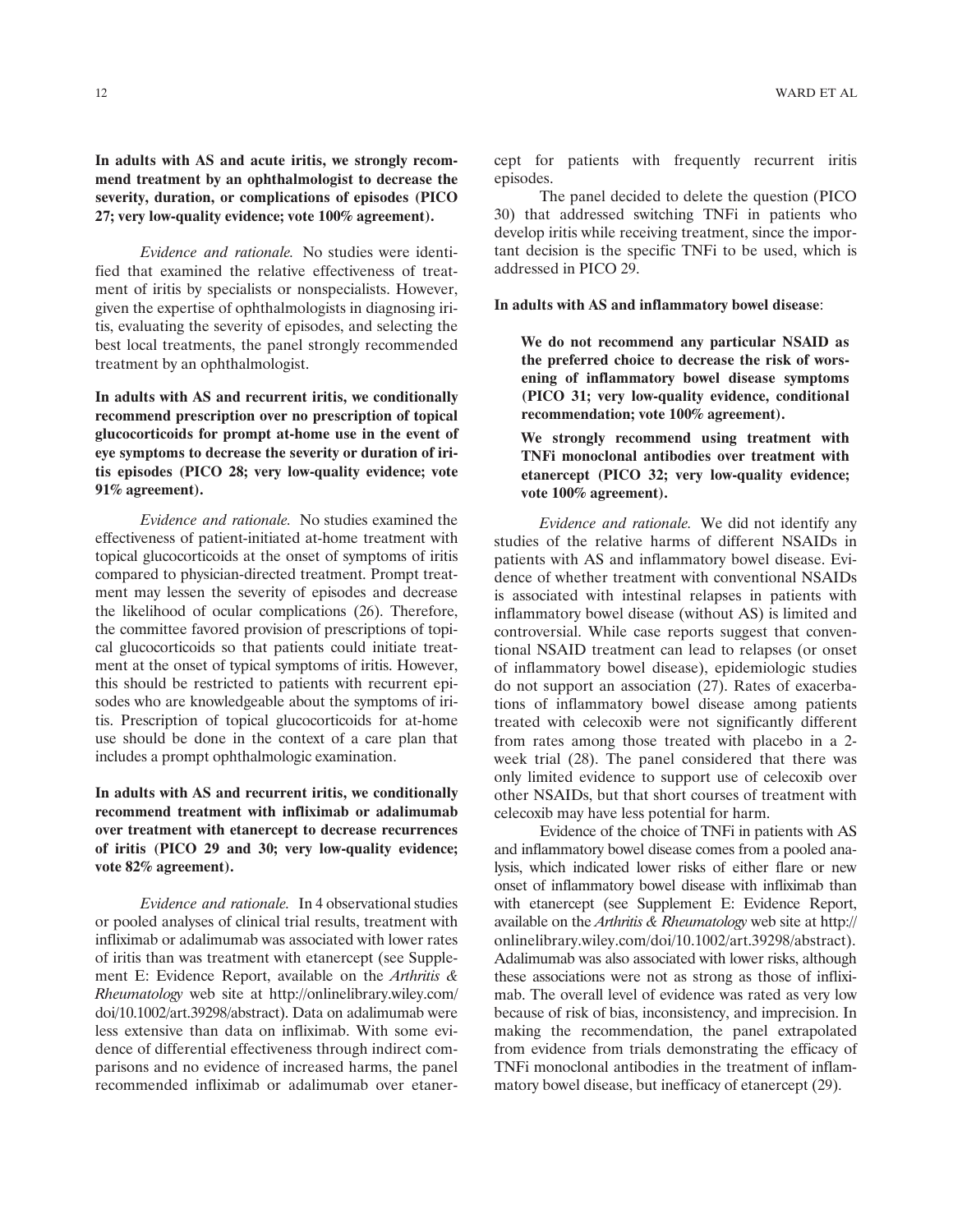**In adults with AS and acute iritis, we strongly recommend treatment by an ophthalmologist to decrease the severity, duration, or complications of episodes (PICO 27; very low-quality evidence; vote 100% agreement).**

*Evidence and rationale.* No studies were identified that examined the relative effectiveness of treatment of iritis by specialists or nonspecialists. However, given the expertise of ophthalmologists in diagnosing iritis, evaluating the severity of episodes, and selecting the best local treatments, the panel strongly recommended treatment by an ophthalmologist.

**In adults with AS and recurrent iritis, we conditionally recommend prescription over no prescription of topical glucocorticoids for prompt at-home use in the event of eye symptoms to decrease the severity or duration of iritis episodes (PICO 28; very low-quality evidence; vote 91% agreement).**

*Evidence and rationale.* No studies examined the effectiveness of patient-initiated at-home treatment with topical glucocorticoids at the onset of symptoms of iritis compared to physician-directed treatment. Prompt treatment may lessen the severity of episodes and decrease the likelihood of ocular complications (26). Therefore, the committee favored provision of prescriptions of topical glucocorticoids so that patients could initiate treatment at the onset of typical symptoms of iritis. However, this should be restricted to patients with recurrent episodes who are knowledgeable about the symptoms of iritis. Prescription of topical glucocorticoids for at-home use should be done in the context of a care plan that includes a prompt ophthalmologic examination.

**In adults with AS and recurrent iritis, we conditionally recommend treatment with infliximab or adalimumab over treatment with etanercept to decrease recurrences of iritis (PICO 29 and 30; very low-quality evidence; vote 82% agreement).**

*Evidence and rationale.* In 4 observational studies or pooled analyses of clinical trial results, treatment with infliximab or adalimumab was associated with lower rates of iritis than was treatment with etanercept (see Supplement E: Evidence Report, available on the *Arthritis & Rheumatology* web site at http://onlinelibrary.wiley.com/doi/10.1002/art.39298/abstract). Data on adalimumab were less extensive than data on infliximab. With some evidence of differential effectiveness through indirect comparisons and no evidence of increased harms, the panel recommended infliximab or adalimumab over etanercept for patients with frequently recurrent iritis episodes.

The panel decided to delete the question (PICO 30) that addressed switching TNFi in patients who develop iritis while receiving treatment, since the important decision is the specific TNFi to be used, which is addressed in PICO 29.

**In adults with AS and inflammatory bowel disease**:

> **We do not recommend any particular NSAID as the preferred choice to decrease the risk of worsening of inflammatory bowel disease symptoms (PICO 31; very low-quality evidence, conditional recommendation; vote 100% agreement).**
>
> **We strongly recommend using treatment with TNFi monoclonal antibodies over treatment with etanercept (PICO 32; very low-quality evidence; vote 100% agreement).**

*Evidence and rationale.* We did not identify any studies of the relative harms of different NSAIDs in patients with AS and inflammatory bowel disease. Evidence of whether treatment with conventional NSAIDs is associated with intestinal relapses in patients with inflammatory bowel disease (without AS) is limited and controversial. While case reports suggest that conventional NSAID treatment can lead to relapses (or onset of inflammatory bowel disease), epidemiologic studies do not support an association (27). Rates of exacerbations of inflammatory bowel disease among patients treated with celecoxib were not significantly different from rates among those treated with placebo in a 2-week trial (28). The panel considered that there was only limited evidence to support use of celecoxib over other NSAIDs, but that short courses of treatment with celecoxib may have less potential for harm.

Evidence of the choice of TNFi in patients with AS and inflammatory bowel disease comes from a pooled analysis, which indicated lower risks of either flare or new onset of inflammatory bowel disease with infliximab than with etanercept (see Supplement E: Evidence Report, available on the *Arthritis & Rheumatology* web site at http://onlinelibrary.wiley.com/doi/10.1002/art.39298/abstract). Adalimumab was also associated with lower risks, although these associations were not as strong as those of infliximab. The overall level of evidence was rated as very low because of risk of bias, inconsistency, and imprecision. In making the recommendation, the panel extrapolated from evidence from trials demonstrating the efficacy of TNFi monoclonal antibodies in the treatment of inflammatory bowel disease, but inefficacy of etanercept (29).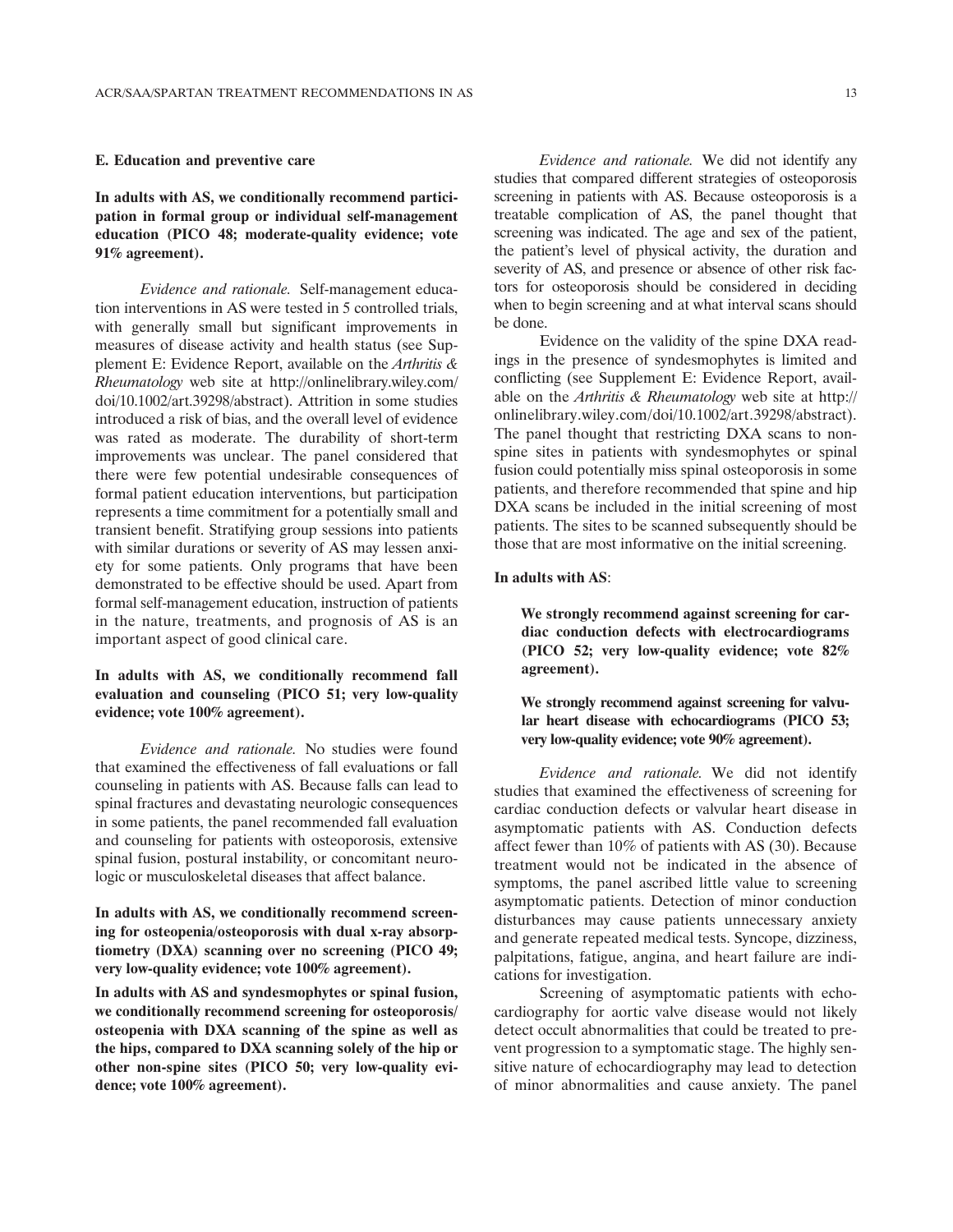### E. Education and preventive care

**In adults with AS, we conditionally recommend participation in formal group or individual self-management education (PICO 48; moderate-quality evidence; vote 91% agreement).**

*Evidence and rationale.* Self-management education interventions in AS were tested in 5 controlled trials, with generally small but significant improvements in measures of disease activity and health status (see Supplement E: Evidence Report, available on the *Arthritis & Rheumatology* web site at http://onlinelibrary.wiley.com/doi/10.1002/art.39298/abstract). Attrition in some studies introduced a risk of bias, and the overall level of evidence was rated as moderate. The durability of short-term improvements was unclear. The panel considered that there were few potential undesirable consequences of formal patient education interventions, but participation represents a time commitment for a potentially small and transient benefit. Stratifying group sessions into patients with similar durations or severity of AS may lessen anxiety for some patients. Only programs that have been demonstrated to be effective should be used. Apart from formal self-management education, instruction of patients in the nature, treatments, and prognosis of AS is an important aspect of good clinical care.

**In adults with AS, we conditionally recommend fall evaluation and counseling (PICO 51; very low-quality evidence; vote 100% agreement).**

*Evidence and rationale.* No studies were found that examined the effectiveness of fall evaluations or fall counseling in patients with AS. Because falls can lead to spinal fractures and devastating neurologic consequences in some patients, the panel recommended fall evaluation and counseling for patients with osteoporosis, extensive spinal fusion, postural instability, or concomitant neurologic or musculoskeletal diseases that affect balance.

**In adults with AS, we conditionally recommend screening for osteopenia/osteoporosis with dual x-ray absorptiometry (DXA) scanning over no screening (PICO 49; very low-quality evidence; vote 100% agreement).**

**In adults with AS and syndesmophytes or spinal fusion, we conditionally recommend screening for osteoporosis/osteopenia with DXA scanning of the spine as well as the hips, compared to DXA scanning solely of the hip or other non-spine sites (PICO 50; very low-quality evidence; vote 100% agreement).**

*Evidence and rationale.* We did not identify any studies that compared different strategies of osteoporosis screening in patients with AS. Because osteoporosis is a treatable complication of AS, the panel thought that screening was indicated. The age and sex of the patient, the patient's level of physical activity, the duration and severity of AS, and presence or absence of other risk factors for osteoporosis should be considered in deciding when to begin screening and at what interval scans should be done.

Evidence on the validity of the spine DXA readings in the presence of syndesmophytes is limited and conflicting (see Supplement E: Evidence Report, available on the *Arthritis & Rheumatology* web site at http://onlinelibrary.wiley.com/doi/10.1002/art.39298/abstract). The panel thought that restricting DXA scans to nonspine sites in patients with syndesmophytes or spinal fusion could potentially miss spinal osteoporosis in some patients, and therefore recommended that spine and hip DXA scans be included in the initial screening of most patients. The sites to be scanned subsequently should be those that are most informative on the initial screening.

**In adults with AS**:

> **We strongly recommend against screening for cardiac conduction defects with electrocardiograms (PICO 52; very low-quality evidence; vote 82% agreement).**
>
> **We strongly recommend against screening for valvular heart disease with echocardiograms (PICO 53; very low-quality evidence; vote 90% agreement).**

*Evidence and rationale.* We did not identify studies that examined the effectiveness of screening for cardiac conduction defects or valvular heart disease in asymptomatic patients with AS. Conduction defects affect fewer than 10% of patients with AS (30). Because treatment would not be indicated in the absence of symptoms, the panel ascribed little value to screening asymptomatic patients. Detection of minor conduction disturbances may cause patients unnecessary anxiety and generate repeated medical tests. Syncope, dizziness, palpitations, fatigue, angina, and heart failure are indications for investigation.

Screening of asymptomatic patients with echocardiography for aortic valve disease would not likely detect occult abnormalities that could be treated to prevent progression to a symptomatic stage. The highly sensitive nature of echocardiography may lead to detection of minor abnormalities and cause anxiety. The panel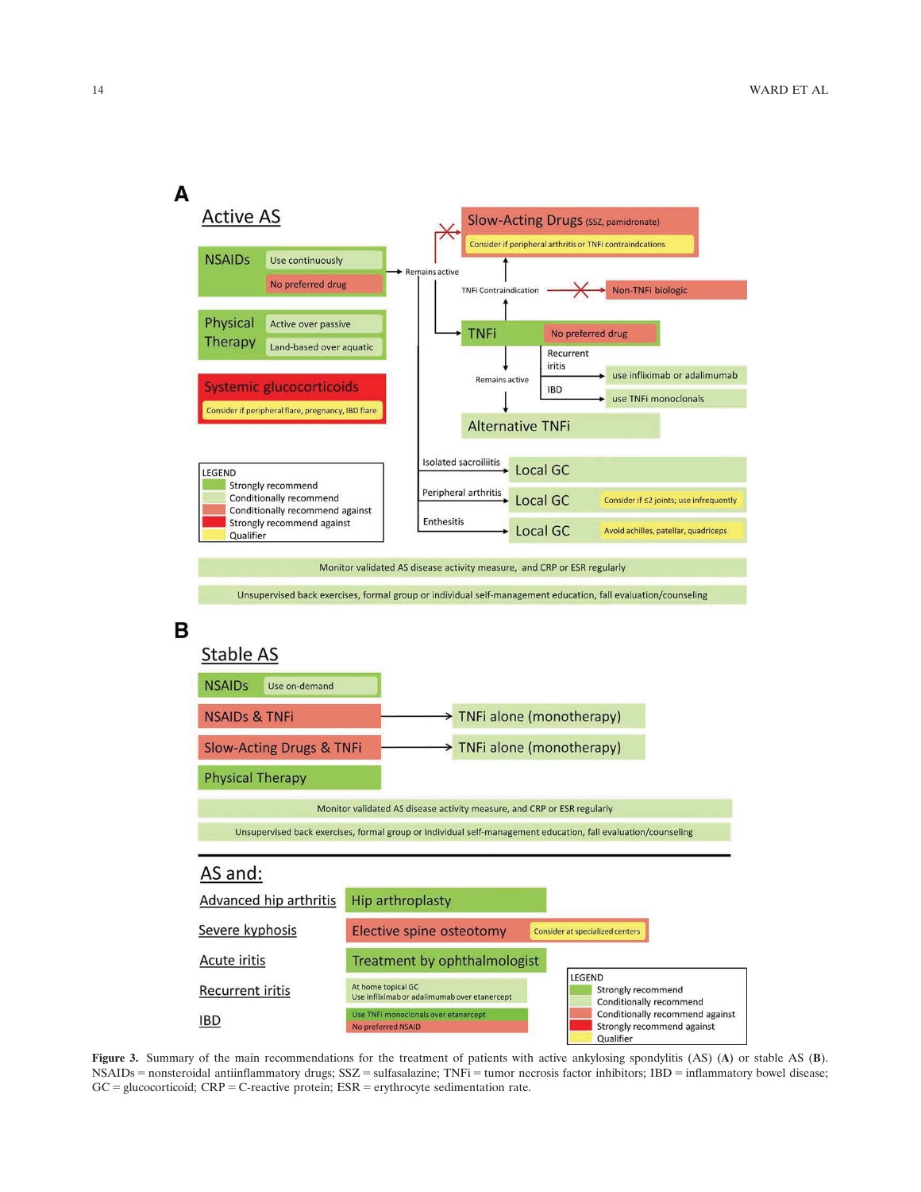**A**

## Active AS

**NSAIDs**
- Use continuously
- No preferred drug

**Physical Therapy**
- Active over passive
- Land-based over aquatic

**Systemic glucocorticoids**
- Consider if peripheral flare, pregnancy, IBD flare

NSAIDs → Remains active → TNFi (No preferred drug)

- TNFi Contraindication → Slow-Acting Drugs (SSZ, pamidronate) — Consider if peripheral arthritis or TNFi contraindcations
- TNFi Contraindication ✕ Non-TNFi biologic
- Remains active ✕ Slow-Acting Drugs
- Recurrent iritis → use infliximab or adalimumab
- IBD → use TNFi monoclonals
- TNFi → Remains active → Alternative TNFi

- Isolated sacroiliitis → Local GC
- Peripheral arthritis → Local GC — Consider if ≤2 joints; use infrequently
- Enthesitis → Local GC — Avoid achilles, patellar, quadriceps

Monitor validated AS disease activity measure, and CRP or ESR regularly

Unsupervised back exercises, formal group or individual self-management education, fall evaluation/counseling

LEGEND
- Strongly recommend
- Conditionally recommend
- Conditionally recommend against
- Strongly recommend against
- Qualifier

**B**

## Stable AS

**NSAIDs**
- Use on-demand

NSAIDs & TNFi → TNFi alone (monotherapy)

Slow-Acting Drugs & TNFi → TNFi alone (monotherapy)

Physical Therapy

Monitor validated AS disease activity measure, and CRP or ESR regularly

Unsupervised back exercises, formal group or individual self-management education, fall evaluation/counseling

## AS and:

- Advanced hip arthritis → Hip arthroplasty
- Severe kyphosis → Elective spine osteotomy — Consider at specialized centers
- Acute iritis → Treatment by ophthalmologist
- Recurrent iritis → At home topical GC; Use infliximab or adalimumab over etanercept
- IBD → Use TNFi monoclonals over etanercept; No preferred NSAID

LEGEND
- Strongly recommend
- Conditionally recommend
- Conditionally recommend against
- Strongly recommend against
- Qualifier

**Figure 3.** Summary of the main recommendations for the treatment of patients with active ankylosing spondylitis (AS) (**A**) or stable AS (**B**). NSAIDs = nonsteroidal antiinflammatory drugs; SSZ = sulfasalazine; TNFi = tumor necrosis factor inhibitors; IBD = inflammatory bowel disease; GC = glucocorticoid; CRP = C-reactive protein; ESR = erythrocyte sedimentation rate.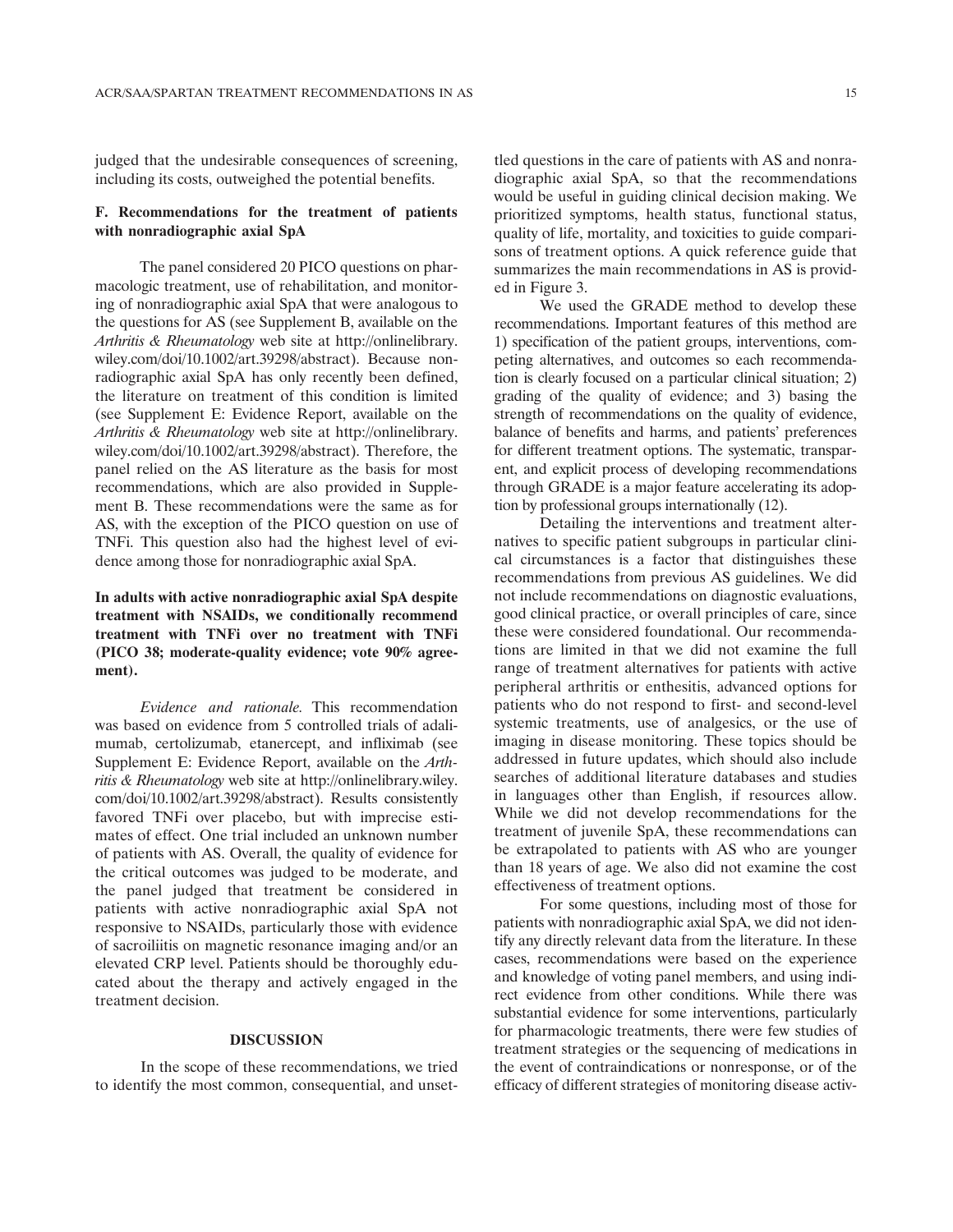judged that the undesirable consequences of screening, including its costs, outweighed the potential benefits.

### F. Recommendations for the treatment of patients with nonradiographic axial SpA

The panel considered 20 PICO questions on pharmacologic treatment, use of rehabilitation, and monitoring of nonradiographic axial SpA that were analogous to the questions for AS (see Supplement B, available on the *Arthritis & Rheumatology* web site at http://onlinelibrary.wiley.com/doi/10.1002/art.39298/abstract). Because nonradiographic axial SpA has only recently been defined, the literature on treatment of this condition is limited (see Supplement E: Evidence Report, available on the *Arthritis & Rheumatology* web site at http://onlinelibrary.wiley.com/doi/10.1002/art.39298/abstract). Therefore, the panel relied on the AS literature as the basis for most recommendations, which are also provided in Supplement B. These recommendations were the same as for AS, with the exception of the PICO question on use of TNFi. This question also had the highest level of evidence among those for nonradiographic axial SpA.

**In adults with active nonradiographic axial SpA despite treatment with NSAIDs, we conditionally recommend treatment with TNFi over no treatment with TNFi (PICO 38; moderate-quality evidence; vote 90% agreement).**

*Evidence and rationale.* This recommendation was based on evidence from 5 controlled trials of adalimumab, certolizumab, etanercept, and infliximab (see Supplement E: Evidence Report, available on the *Arthritis & Rheumatology* web site at http://onlinelibrary.wiley.com/doi/10.1002/art.39298/abstract). Results consistently favored TNFi over placebo, but with imprecise estimates of effect. One trial included an unknown number of patients with AS. Overall, the quality of evidence for the critical outcomes was judged to be moderate, and the panel judged that treatment be considered in patients with active nonradiographic axial SpA not responsive to NSAIDs, particularly those with evidence of sacroiliitis on magnetic resonance imaging and/or an elevated CRP level. Patients should be thoroughly educated about the therapy and actively engaged in the treatment decision.

## DISCUSSION

In the scope of these recommendations, we tried to identify the most common, consequential, and unsettled questions in the care of patients with AS and nonradiographic axial SpA, so that the recommendations would be useful in guiding clinical decision making. We prioritized symptoms, health status, functional status, quality of life, mortality, and toxicities to guide comparisons of treatment options. A quick reference guide that summarizes the main recommendations in AS is provided in Figure 3.

We used the GRADE method to develop these recommendations. Important features of this method are 1) specification of the patient groups, interventions, competing alternatives, and outcomes so each recommendation is clearly focused on a particular clinical situation; 2) grading of the quality of evidence; and 3) basing the strength of recommendations on the quality of evidence, balance of benefits and harms, and patients' preferences for different treatment options. The systematic, transparent, and explicit process of developing recommendations through GRADE is a major feature accelerating its adoption by professional groups internationally (12).

Detailing the interventions and treatment alternatives to specific patient subgroups in particular clinical circumstances is a factor that distinguishes these recommendations from previous AS guidelines. We did not include recommendations on diagnostic evaluations, good clinical practice, or overall principles of care, since these were considered foundational. Our recommendations are limited in that we did not examine the full range of treatment alternatives for patients with active peripheral arthritis or enthesitis, advanced options for patients who do not respond to first- and second-level systemic treatments, use of analgesics, or the use of imaging in disease monitoring. These topics should be addressed in future updates, which should also include searches of additional literature databases and studies in languages other than English, if resources allow. While we did not develop recommendations for the treatment of juvenile SpA, these recommendations can be extrapolated to patients with AS who are younger than 18 years of age. We also did not examine the cost effectiveness of treatment options.

For some questions, including most of those for patients with nonradiographic axial SpA, we did not identify any directly relevant data from the literature. In these cases, recommendations were based on the experience and knowledge of voting panel members, and using indirect evidence from other conditions. While there was substantial evidence for some interventions, particularly for pharmacologic treatments, there were few studies of treatment strategies or the sequencing of medications in the event of contraindications or nonresponse, or of the efficacy of different strategies of monitoring disease activ-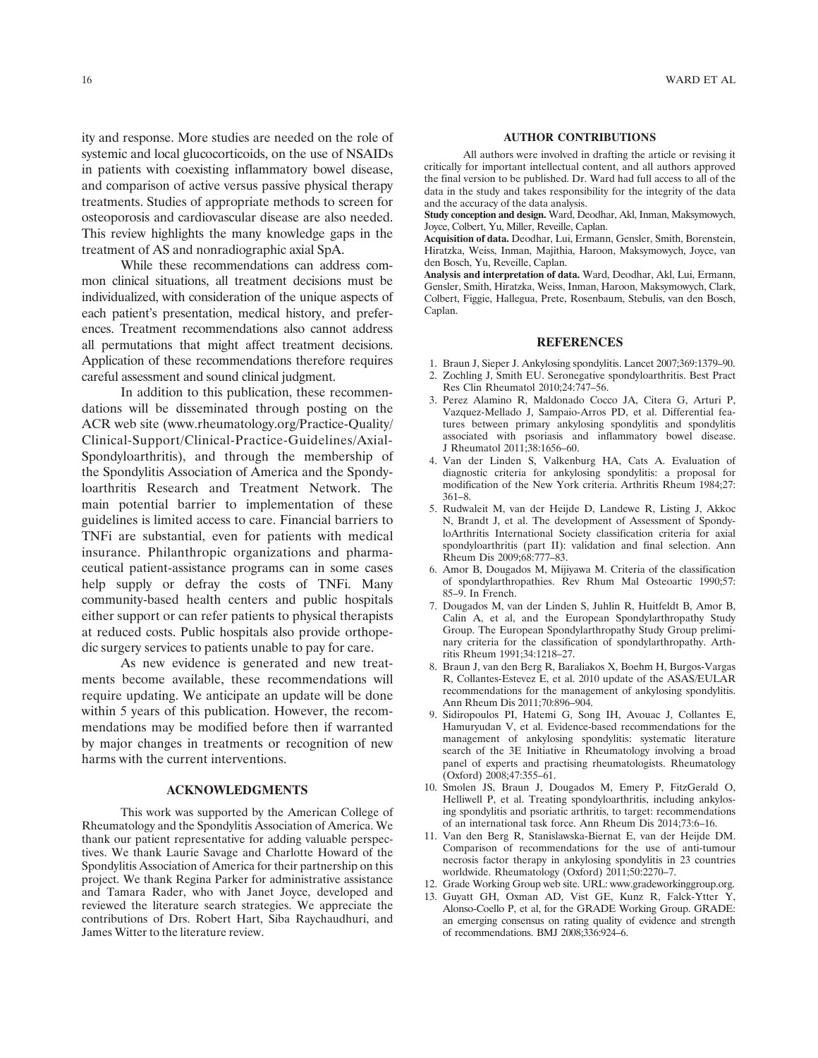ity and response. More studies are needed on the role of systemic and local glucocorticoids, on the use of NSAIDs in patients with coexisting inflammatory bowel disease, and comparison of active versus passive physical therapy treatments. Studies of appropriate methods to screen for osteoporosis and cardiovascular disease are also needed. This review highlights the many knowledge gaps in the treatment of AS and nonradiographic axial SpA.

While these recommendations can address common clinical situations, all treatment decisions must be individualized, with consideration of the unique aspects of each patient's presentation, medical history, and preferences. Treatment recommendations also cannot address all permutations that might affect treatment decisions. Application of these recommendations therefore requires careful assessment and sound clinical judgment.

In addition to this publication, these recommendations will be disseminated through posting on the ACR web site (www.rheumatology.org/Practice-Quality/Clinical-Support/Clinical-Practice-Guidelines/Axial-Spondyloarthritis), and through the membership of the Spondylitis Association of America and the Spondyloarthritis Research and Treatment Network. The main potential barrier to implementation of these guidelines is limited access to care. Financial barriers to TNFi are substantial, even for patients with medical insurance. Philanthropic organizations and pharmaceutical patient-assistance programs can in some cases help supply or defray the costs of TNFi. Many community-based health centers and public hospitals either support or can refer patients to physical therapists at reduced costs. Public hospitals also provide orthopedic surgery services to patients unable to pay for care.

As new evidence is generated and new treatments become available, these recommendations will require updating. We anticipate an update will be done within 5 years of this publication. However, the recommendations may be modified before then if warranted by major changes in treatments or recognition of new harms with the current interventions.

## ACKNOWLEDGMENTS

This work was supported by the American College of Rheumatology and the Spondylitis Association of America. We thank our patient representative for adding valuable perspectives. We thank Laurie Savage and Charlotte Howard of the Spondylitis Association of America for their partnership on this project. We thank Regina Parker for administrative assistance and Tamara Rader, who with Janet Joyce, developed and reviewed the literature search strategies. We appreciate the contributions of Drs. Robert Hart, Siba Raychaudhuri, and James Witter to the literature review.

## AUTHOR CONTRIBUTIONS

All authors were involved in drafting the article or revising it critically for important intellectual content, and all authors approved the final version to be published. Dr. Ward had full access to all of the data in the study and takes responsibility for the integrity of the data and the accuracy of the data analysis.

**Study conception and design.** Ward, Deodhar, Akl, Inman, Maksymowych, Joyce, Colbert, Yu, Miller, Reveille, Caplan.

**Acquisition of data.** Deodhar, Lui, Ermann, Gensler, Smith, Borenstein, Hiratzka, Weiss, Inman, Majithia, Haroon, Maksymowych, Joyce, van den Bosch, Yu, Reveille, Caplan.

**Analysis and interpretation of data.** Ward, Deodhar, Akl, Lui, Ermann, Gensler, Smith, Hiratzka, Weiss, Inman, Haroon, Maksymowych, Clark, Colbert, Figgie, Hallegua, Prete, Rosenbaum, Stebulis, van den Bosch, Caplan.

## REFERENCES

1. Braun J, Sieper J. Ankylosing spondylitis. Lancet 2007;369:1379–90.
2. Zochling J, Smith EU. Seronegative spondyloarthritis. Best Pract Res Clin Rheumatol 2010;24:747–56.
3. Perez Alamino R, Maldonado Cocco JA, Citera G, Arturi P, Vazquez-Mellado J, Sampaio-Arros PD, et al. Differential features between primary ankylosing spondylitis and spondylitis associated with psoriasis and inflammatory bowel disease. J Rheumatol 2011;38:1656–60.
4. Van der Linden S, Valkenburg HA, Cats A. Evaluation of diagnostic criteria for ankylosing spondylitis: a proposal for modification of the New York criteria. Arthritis Rheum 1984;27: 361–8.
5. Rudwaleit M, van der Heijde D, Landewe R, Listing J, Akkoc N, Brandt J, et al. The development of Assessment of SpondyloArthritis International Society classification criteria for axial spondyloarthritis (part II): validation and final selection. Ann Rheum Dis 2009;68:777–83.
6. Amor B, Dougados M, Mijiyawa M. Criteria of the classification of spondylarthropathies. Rev Rhum Mal Osteoartic 1990;57: 85–9. In French.
7. Dougados M, van der Linden S, Juhlin R, Huitfeldt B, Amor B, Calin A, et al, and the European Spondylarthropathy Study Group. The European Spondylarthropathy Study Group preliminary criteria for the classification of spondylarthropathy. Arthritis Rheum 1991;34:1218–27.
8. Braun J, van den Berg R, Baraliakos X, Boehm H, Burgos-Vargas R, Collantes-Estevez E, et al. 2010 update of the ASAS/EULAR recommendations for the management of ankylosing spondylitis. Ann Rheum Dis 2011;70:896–904.
9. Sidiropoulos PI, Hatemi G, Song IH, Avouac J, Collantes E, Hamuryudan V, et al. Evidence-based recommendations for the management of ankylosing spondylitis: systematic literature search of the 3E Initiative in Rheumatology involving a broad panel of experts and practising rheumatologists. Rheumatology (Oxford) 2008;47:355–61.
10. Smolen JS, Braun J, Dougados M, Emery P, FitzGerald O, Helliwell P, et al. Treating spondyloarthritis, including ankylosing spondylitis and psoriatic arthritis, to target: recommendations of an international task force. Ann Rheum Dis 2014;73:6–16.
11. Van den Berg R, Stanislawska-Biernat E, van der Heijde DM. Comparison of recommendations for the use of anti-tumour necrosis factor therapy in ankylosing spondylitis in 23 countries worldwide. Rheumatology (Oxford) 2011;50:2270–7.
12. Grade Working Group web site. URL: www.gradeworkinggroup.org.
13. Guyatt GH, Oxman AD, Vist GE, Kunz R, Falck-Ytter Y, Alonso-Coello P, et al, for the GRADE Working Group. GRADE: an emerging consensus on rating quality of evidence and strength of recommendations. BMJ 2008;336:924–6.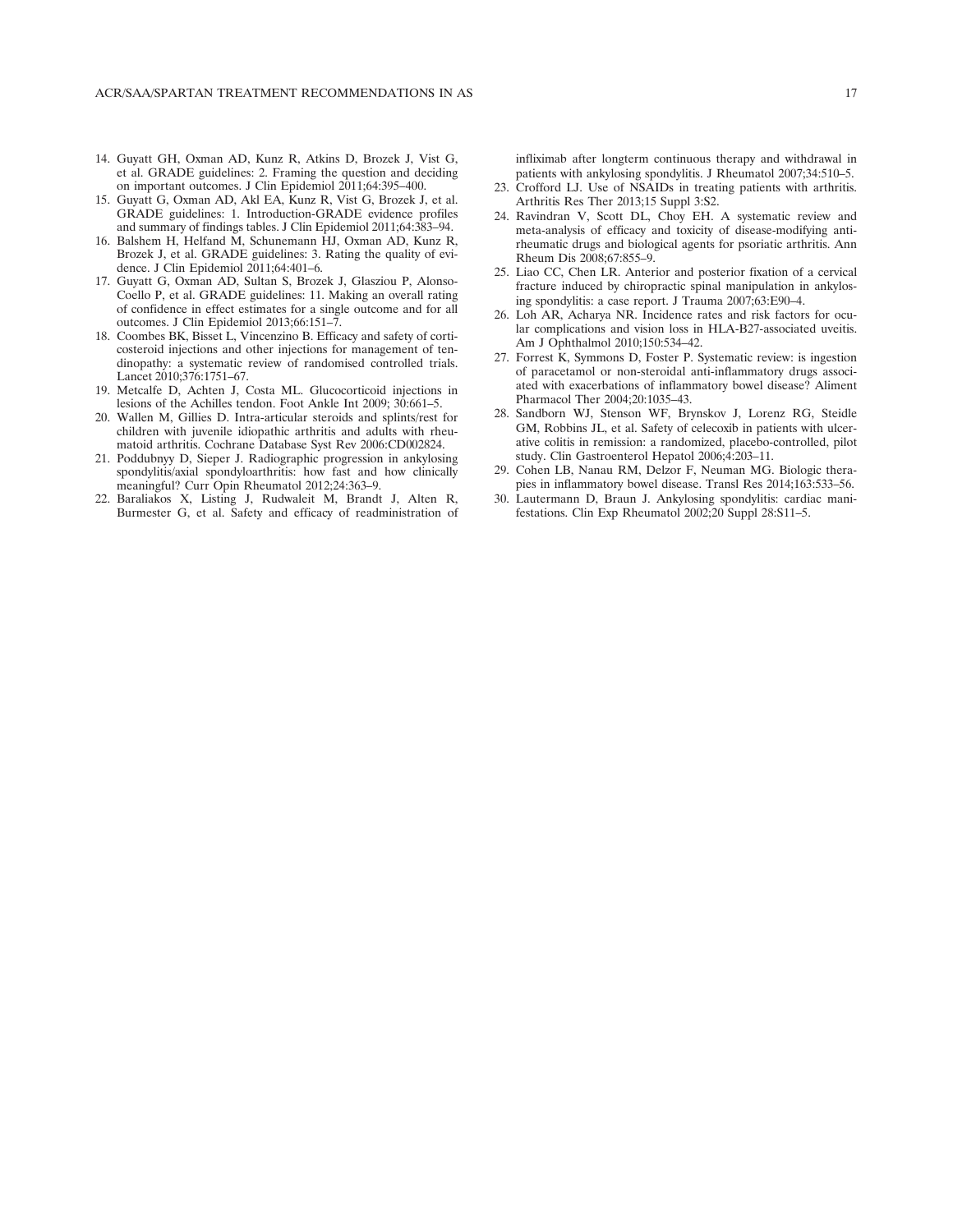14. Guyatt GH, Oxman AD, Kunz R, Atkins D, Brozek J, Vist G, et al. GRADE guidelines: 2. Framing the question and deciding on important outcomes. J Clin Epidemiol 2011;64:395–400.
15. Guyatt G, Oxman AD, Akl EA, Kunz R, Vist G, Brozek J, et al. GRADE guidelines: 1. Introduction-GRADE evidence profiles and summary of findings tables. J Clin Epidemiol 2011;64:383–94.
16. Balshem H, Helfand M, Schunemann HJ, Oxman AD, Kunz R, Brozek J, et al. GRADE guidelines: 3. Rating the quality of evidence. J Clin Epidemiol 2011;64:401–6.
17. Guyatt G, Oxman AD, Sultan S, Brozek J, Glasziou P, Alonso-Coello P, et al. GRADE guidelines: 11. Making an overall rating of confidence in effect estimates for a single outcome and for all outcomes. J Clin Epidemiol 2013;66:151–7.
18. Coombes BK, Bisset L, Vincenzino B. Efficacy and safety of corticosteroid injections and other injections for management of tendinopathy: a systematic review of randomised controlled trials. Lancet 2010;376:1751–67.
19. Metcalfe D, Achten J, Costa ML. Glucocorticoid injections in lesions of the Achilles tendon. Foot Ankle Int 2009; 30:661–5.
20. Wallen M, Gillies D. Intra-articular steroids and splints/rest for children with juvenile idiopathic arthritis and adults with rheumatoid arthritis. Cochrane Database Syst Rev 2006:CD002824.
21. Poddubnyy D, Sieper J. Radiographic progression in ankylosing spondylitis/axial spondyloarthritis: how fast and how clinically meaningful? Curr Opin Rheumatol 2012;24:363–9.
22. Baraliakos X, Listing J, Rudwaleit M, Brandt J, Alten R, Burmester G, et al. Safety and efficacy of readministration of infliximab after longterm continuous therapy and withdrawal in patients with ankylosing spondylitis. J Rheumatol 2007;34:510–5.
23. Crofford LJ. Use of NSAIDs in treating patients with arthritis. Arthritis Res Ther 2013;15 Suppl 3:S2.
24. Ravindran V, Scott DL, Choy EH. A systematic review and meta-analysis of efficacy and toxicity of disease-modifying antirheumatic drugs and biological agents for psoriatic arthritis. Ann Rheum Dis 2008;67:855–9.
25. Liao CC, Chen LR. Anterior and posterior fixation of a cervical fracture induced by chiropractic spinal manipulation in ankylosing spondylitis: a case report. J Trauma 2007;63:E90–4.
26. Loh AR, Acharya NR. Incidence rates and risk factors for ocular complications and vision loss in HLA-B27-associated uveitis. Am J Ophthalmol 2010;150:534–42.
27. Forrest K, Symmons D, Foster P. Systematic review: is ingestion of paracetamol or non-steroidal anti-inflammatory drugs associated with exacerbations of inflammatory bowel disease? Aliment Pharmacol Ther 2004;20:1035–43.
28. Sandborn WJ, Stenson WF, Brynskov J, Lorenz RG, Steidle GM, Robbins JL, et al. Safety of celecoxib in patients with ulcerative colitis in remission: a randomized, placebo-controlled, pilot study. Clin Gastroenterol Hepatol 2006;4:203–11.
29. Cohen LB, Nanau RM, Delzor F, Neuman MG. Biologic therapies in inflammatory bowel disease. Transl Res 2014;163:533–56.
30. Lautermann D, Braun J. Ankylosing spondylitis: cardiac manifestations. Clin Exp Rheumatol 2002;20 Suppl 28:S11–5.